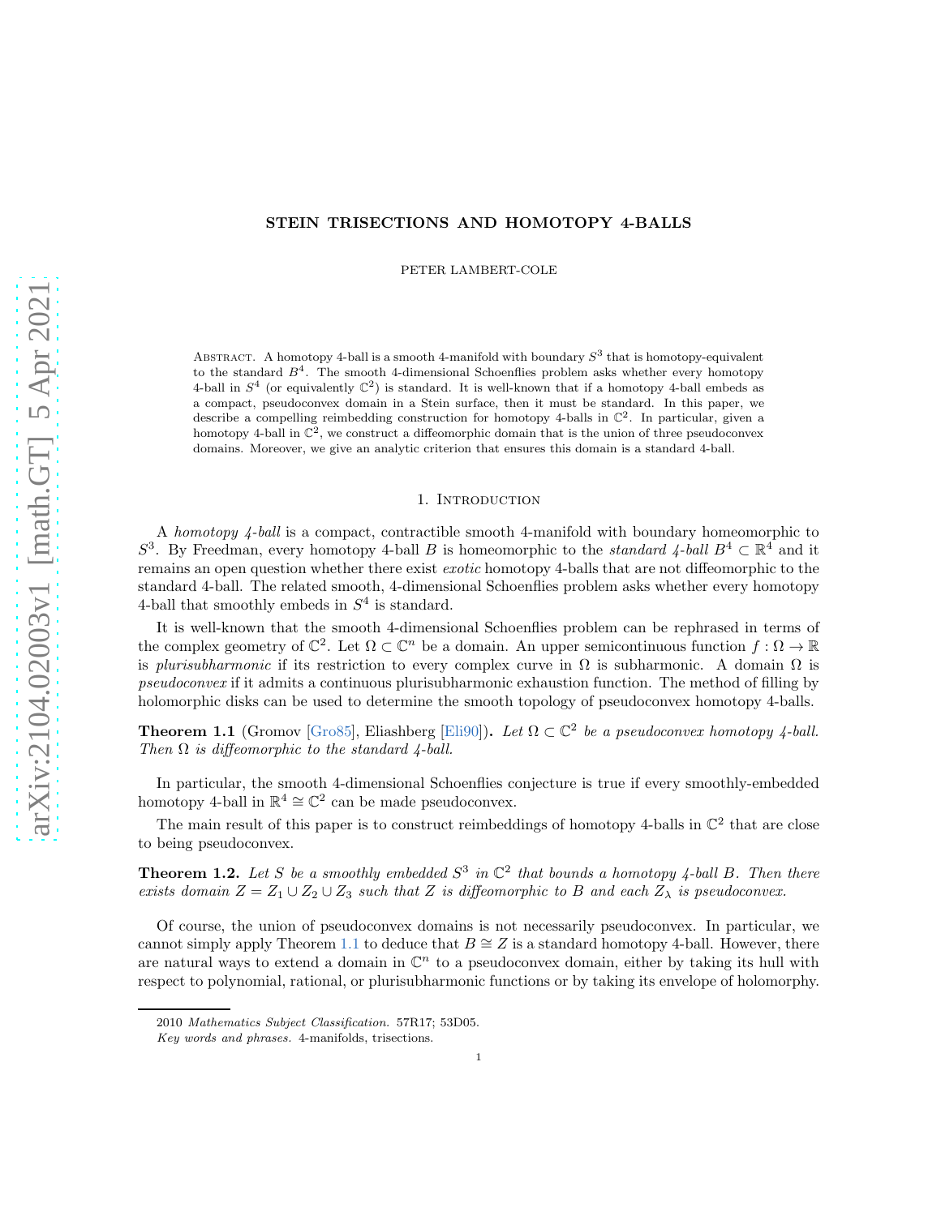# STEIN TRISECTIONS AND HOMOTOPY 4-BALLS

PETER LAMBERT-COLE

Abstract. A homotopy 4-ball is a smooth 4-manifold with boundary $S^3$ that is homotopy-equivalent to the standard $B^4$. The smooth 4-dimensional Schoenflies problem asks whether every homotopy 4-ball in $S^4$ (or equivalently $\mathbb{C}^2$) is standard. It is well-known that if a homotopy 4-ball embeds as a compact, pseudoconvex domain in a Stein surface, then it must be standard. In this paper, we describe a compelling reimbedding construction for homotopy 4-balls in $\mathbb{C}^2$. In particular, given a homotopy 4-ball in $\mathbb{C}^2$, we construct a diffeomorphic domain that is the union of three pseudoconvex domains. Moreover, we give an analytic criterion that ensures this domain is a standard 4-ball.

## 1. Introduction

A *homotopy 4-ball* is a compact, contractible smooth 4-manifold with boundary homeomorphic to $S^3$. By Freedman, every homotopy 4-ball $B$ is homeomorphic to the *standard 4-ball* $B^4 \subset \mathbb{R}^4$ and it remains an open question whether there exist *exotic* homotopy 4-balls that are not diffeomorphic to the standard 4-ball. The related smooth, 4-dimensional Schoenflies problem asks whether every homotopy 4-ball that smoothly embeds in $S^4$ is standard.

It is well-known that the smooth 4-dimensional Schoenflies problem can be rephrased in terms of the complex geometry of $\mathbb{C}^2$. Let $\Omega \subset \mathbb{C}^n$ be a domain. An upper semicontinuous function $f : \Omega \to \mathbb{R}$ is *plurisubharmonic* if its restriction to every complex curve in $\Omega$ is subharmonic. A domain $\Omega$ is *pseudoconvex* if it admits a continuous plurisubharmonic exhaustion function. The method of filling by holomorphic disks can be used to determine the smooth topology of pseudoconvex homotopy 4-balls.

**Theorem 1.1** (Gromov [Gro85], Eliashberg [Eli90])**.** *Let $\Omega \subset \mathbb{C}^2$ be a pseudoconvex homotopy 4-ball. Then $\Omega$ is diffeomorphic to the standard 4-ball.*

In particular, the smooth 4-dimensional Schoenflies conjecture is true if every smoothly-embedded homotopy 4-ball in $\mathbb{R}^4 \cong \mathbb{C}^2$ can be made pseudoconvex.

The main result of this paper is to construct reimbeddings of homotopy 4-balls in $\mathbb{C}^2$ that are close to being pseudoconvex.

**Theorem 1.2.** *Let $S$ be a smoothly embedded $S^3$ in $\mathbb{C}^2$ that bounds a homotopy 4-ball $B$. Then there exists domain $Z = Z_1 \cup Z_2 \cup Z_3$ such that $Z$ is diffeomorphic to $B$ and each $Z_\lambda$ is pseudoconvex.*

Of course, the union of pseudoconvex domains is not necessarily pseudoconvex. In particular, we cannot simply apply Theorem 1.1 to deduce that $B \cong Z$ is a standard homotopy 4-ball. However, there are natural ways to extend a domain in $\mathbb{C}^n$ to a pseudoconvex domain, either by taking its hull with respect to polynomial, rational, or plurisubharmonic functions or by taking its envelope of holomorphy.

2010 *Mathematics Subject Classification.* 57R17; 53D05.

*Key words and phrases.* 4-manifolds, trisections.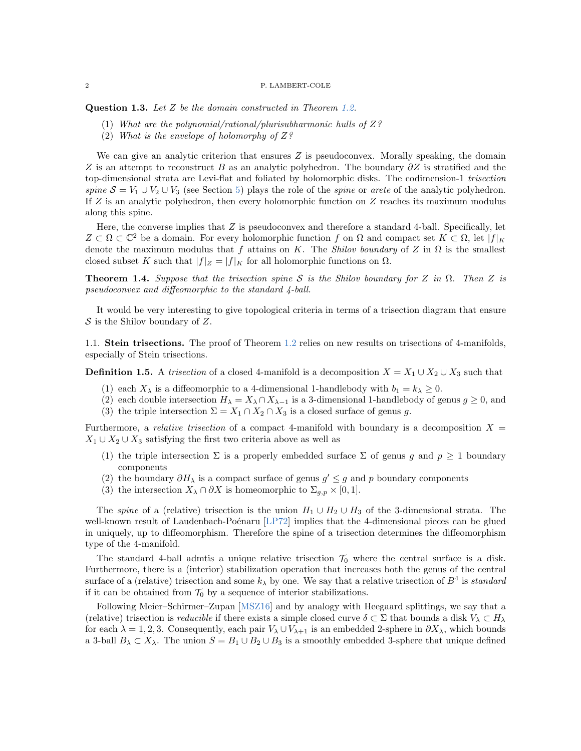**Question 1.3.** *Let $Z$ be the domain constructed in Theorem 1.2.*

1. *What are the polynomial/rational/plurisubharmonic hulls of $Z$?*
2. *What is the envelope of holomorphy of $Z$?*

We can give an analytic criterion that ensures $Z$ is pseudoconvex. Morally speaking, the domain $Z$ is an attempt to reconstruct $B$ as an analytic polyhedron. The boundary $\partial Z$ is stratified and the top-dimensional strata are Levi-flat and foliated by holomorphic disks. The codimension-1 *trisection spine* $\mathcal{S} = V_1 \cup V_2 \cup V_3$ (see Section 5) plays the role of the *spine* or *arete* of the analytic polyhedron. If $Z$ is an analytic polyhedron, then every holomorphic function on $Z$ reaches its maximum modulus along this spine.

Here, the converse implies that $Z$ is pseudoconvex and therefore a standard 4-ball. Specifically, let $Z \subset \Omega \subset \mathbb{C}^2$ be a domain. For every holomorphic function $f$ on $\Omega$ and compact set $K \subset \Omega$, let $|f|_K$ denote the maximum modulus that $f$ attains on $K$. The *Shilov boundary* of $Z$ in $\Omega$ is the smallest closed subset $K$ such that $|f|_Z = |f|_K$ for all holomorphic functions on $\Omega$.

**Theorem 1.4.** *Suppose that the trisection spine $\mathcal{S}$ is the Shilov boundary for $Z$ in $\Omega$. Then $Z$ is pseudoconvex and diffeomorphic to the standard 4-ball.*

It would be very interesting to give topological criteria in terms of a trisection diagram that ensure $\mathcal{S}$ is the Shilov boundary of $Z$.

1.1. **Stein trisections.** The proof of Theorem 1.2 relies on new results on trisections of 4-manifolds, especially of Stein trisections.

**Definition 1.5.** A *trisection* of a closed 4-manifold is a decomposition $X = X_1 \cup X_2 \cup X_3$ such that

1. each $X_\lambda$ is a diffeomorphic to a 4-dimensional 1-handlebody with $b_1 = k_\lambda \geq 0$.
2. each double intersection $H_\lambda = X_\lambda \cap X_{\lambda-1}$ is a 3-dimensional 1-handlebody of genus $g \geq 0$, and
3. the triple intersection $\Sigma = X_1 \cap X_2 \cap X_3$ is a closed surface of genus $g$.

Furthermore, a *relative trisection* of a compact 4-manifold with boundary is a decomposition $X = X_1 \cup X_2 \cup X_3$ satisfying the first two criteria above as well as

1. the triple intersection $\Sigma$ is a properly embedded surface $\Sigma$ of genus $g$ and $p \geq 1$ boundary components
2. the boundary $\partial H_\lambda$ is a compact surface of genus $g' \leq g$ and $p$ boundary components
3. the intersection $X_\lambda \cap \partial X$ is homeomorphic to $\Sigma_{g,p} \times [0, 1]$.

The *spine* of a (relative) trisection is the union $H_1 \cup H_2 \cup H_3$ of the 3-dimensional strata. The well-known result of Laudenbach-Poénaru [LP72] implies that the 4-dimensional pieces can be glued in uniquely, up to diffeomorphism. Therefore the spine of a trisection determines the diffeomorphism type of the 4-manifold.

The standard 4-ball admtis a unique relative trisection $\mathcal{T}_0$ where the central surface is a disk. Furthermore, there is a (interior) stabilization operation that increases both the genus of the central surface of a (relative) trisection and some $k_\lambda$ by one. We say that a relative trisection of $B^4$ is *standard* if it can be obtained from $\mathcal{T}_0$ by a sequence of interior stabilizations.

Following Meier–Schirmer–Zupan [MSZ16] and by analogy with Heegaard splittings, we say that a (relative) trisection is *reducible* if there exists a simple closed curve $\delta \subset \Sigma$ that bounds a disk $V_\lambda \subset H_\lambda$ for each $\lambda = 1, 2, 3$. Consequently, each pair $V_\lambda \cup V_{\lambda+1}$ is an embedded 2-sphere in $\partial X_\lambda$, which bounds a 3-ball $B_\lambda \subset X_\lambda$. The union $S = B_1 \cup B_2 \cup B_3$ is a smoothly embedded 3-sphere that unique defined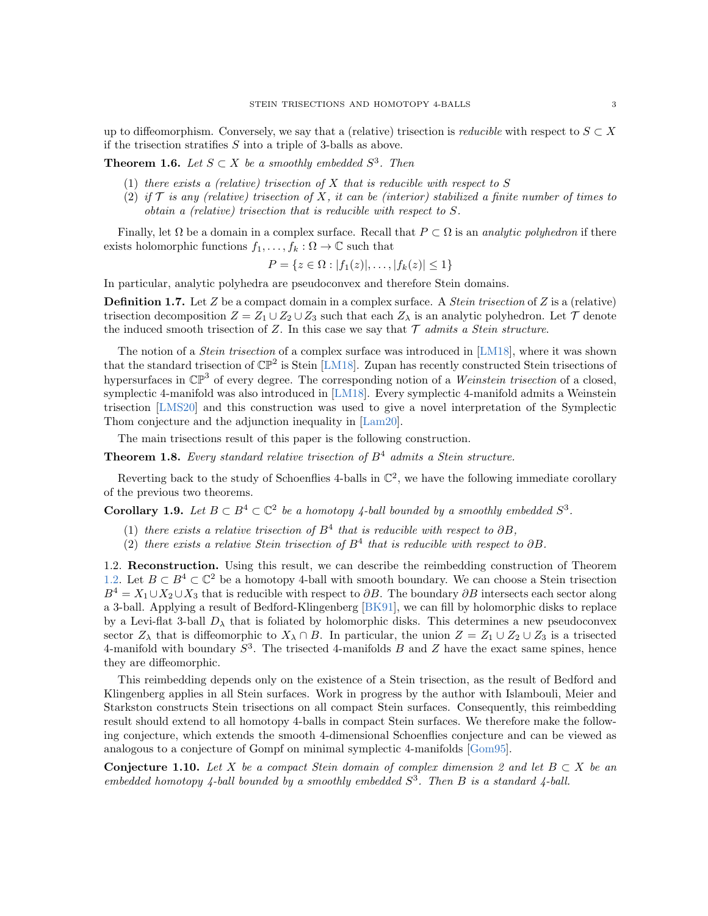up to diffeomorphism. Conversely, we say that a (relative) trisection is *reducible* with respect to $S \subset X$ if the trisection stratifies $S$ into a triple of 3-balls as above.

**Theorem 1.6.** *Let $S \subset X$ be a smoothly embedded $S^3$. Then*

1. *there exists a (relative) trisection of $X$ that is reducible with respect to $S$*
2. *if $\mathcal{T}$ is any (relative) trisection of $X$, it can be (interior) stabilized a finite number of times to obtain a (relative) trisection that is reducible with respect to $S$.*

Finally, let $\Omega$ be a domain in a complex surface. Recall that $P \subset \Omega$ is an *analytic polyhedron* if there exists holomorphic functions $f_1, \dots, f_k : \Omega \to \mathbb{C}$ such that

$$P = \{z \in \Omega : |f_1(z)|, \dots, |f_k(z)| \leq 1\}$$

In particular, analytic polyhedra are pseudoconvex and therefore Stein domains.

**Definition 1.7.** Let $Z$ be a compact domain in a complex surface. A *Stein trisection* of $Z$ is a (relative) trisection decomposition $Z = Z_1 \cup Z_2 \cup Z_3$ such that each $Z_\lambda$ is an analytic polyhedron. Let $\mathcal{T}$ denote the induced smooth trisection of $Z$. In this case we say that $\mathcal{T}$ *admits a Stein structure*.

The notion of a *Stein trisection* of a complex surface was introduced in [LM18], where it was shown that the standard trisection of $\mathbb{CP}^2$ is Stein [LM18]. Zupan has recently constructed Stein trisections of hypersurfaces in $\mathbb{CP}^3$ of every degree. The corresponding notion of a *Weinstein trisection* of a closed, symplectic 4-manifold was also introduced in [LM18]. Every symplectic 4-manifold admits a Weinstein trisection [LMS20] and this construction was used to give a novel interpretation of the Symplectic Thom conjecture and the adjunction inequality in [Lam20].

The main trisections result of this paper is the following construction.

**Theorem 1.8.** *Every standard relative trisection of $B^4$ admits a Stein structure.*

Reverting back to the study of Schoenflies 4-balls in $\mathbb{C}^2$, we have the following immediate corollary of the previous two theorems.

**Corollary 1.9.** *Let $B \subset B^4 \subset \mathbb{C}^2$ be a homotopy 4-ball bounded by a smoothly embedded $S^3$.*

1. *there exists a relative trisection of $B^4$ that is reducible with respect to $\partial B$,*
2. *there exists a relative Stein trisection of $B^4$ that is reducible with respect to $\partial B$.*

1.2. **Reconstruction.** Using this result, we can describe the reimbedding construction of Theorem 1.2. Let $B \subset B^4 \subset \mathbb{C}^2$ be a homotopy 4-ball with smooth boundary. We can choose a Stein trisection $B^4 = X_1 \cup X_2 \cup X_3$ that is reducible with respect to $\partial B$. The boundary $\partial B$ intersects each sector along a 3-ball. Applying a result of Bedford-Klingenberg [BK91], we can fill by holomorphic disks to replace by a Levi-flat 3-ball $D_\lambda$ that is foliated by holomorphic disks. This determines a new pseudoconvex sector $Z_\lambda$ that is diffeomorphic to $X_\lambda \cap B$. In particular, the union $Z = Z_1 \cup Z_2 \cup Z_3$ is a trisected 4-manifold with boundary $S^3$. The trisected 4-manifolds $B$ and $Z$ have the exact same spines, hence they are diffeomorphic.

This reimbedding depends only on the existence of a Stein trisection, as the result of Bedford and Klingenberg applies in all Stein surfaces. Work in progress by the author with Islambouli, Meier and Starkston constructs Stein trisections on all compact Stein surfaces. Consequently, this reimbedding result should extend to all homotopy 4-balls in compact Stein surfaces. We therefore make the following conjecture, which extends the smooth 4-dimensional Schoenflies conjecture and can be viewed as analogous to a conjecture of Gompf on minimal symplectic 4-manifolds [Gom95].

**Conjecture 1.10.** *Let $X$ be a compact Stein domain of complex dimension 2 and let $B \subset X$ be an embedded homotopy 4-ball bounded by a smoothly embedded $S^3$. Then $B$ is a standard 4-ball.*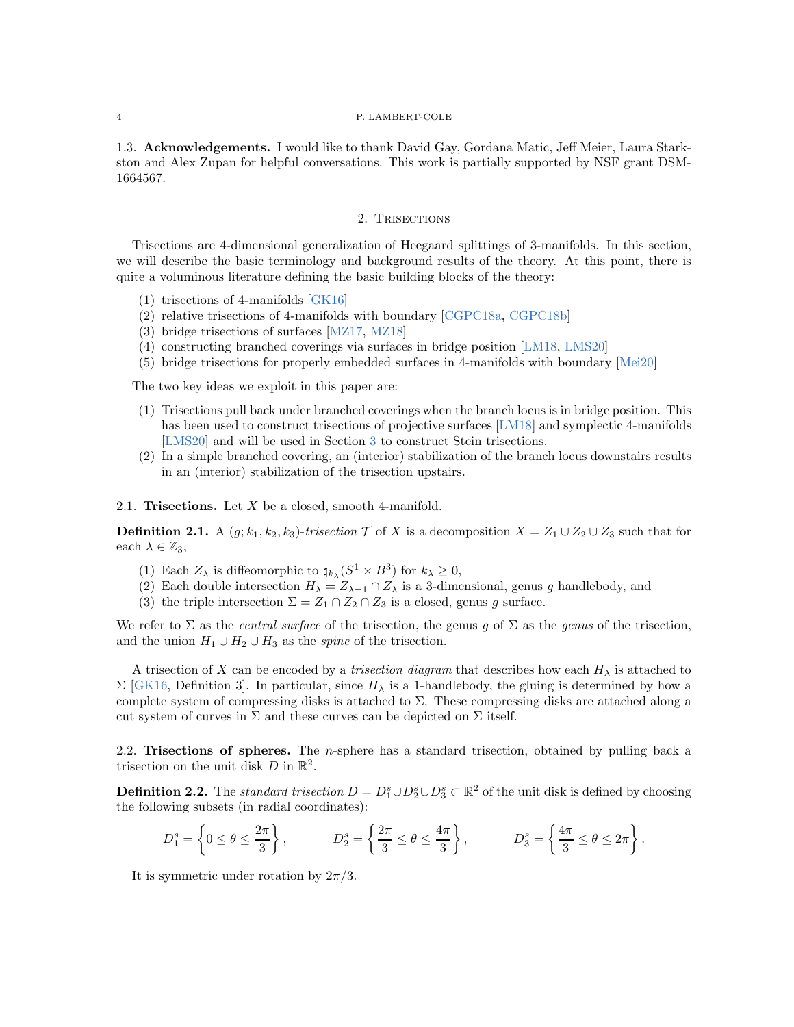### 1.3. Acknowledgements.

I would like to thank David Gay, Gordana Matic, Jeff Meier, Laura Starkston and Alex Zupan for helpful conversations. This work is partially supported by NSF grant DSM-1664567.

## 2. Trisections

Trisections are 4-dimensional generalization of Heegaard splittings of 3-manifolds. In this section, we will describe the basic terminology and background results of the theory. At this point, there is quite a voluminous literature defining the basic building blocks of the theory:

1. trisections of 4-manifolds [GK16]
2. relative trisections of 4-manifolds with boundary [CGPC18a, CGPC18b]
3. bridge trisections of surfaces [MZ17, MZ18]
4. constructing branched coverings via surfaces in bridge position [LM18, LMS20]
5. bridge trisections for properly embedded surfaces in 4-manifolds with boundary [Mei20]

The two key ideas we exploit in this paper are:

1. Trisections pull back under branched coverings when the branch locus is in bridge position. This has been used to construct trisections of projective surfaces [LM18] and symplectic 4-manifolds [LMS20] and will be used in Section 3 to construct Stein trisections.
2. In a simple branched covering, an (interior) stabilization of the branch locus downstairs results in an (interior) stabilization of the trisection upstairs.

### 2.1. Trisections.

Let $X$ be a closed, smooth 4-manifold.

**Definition 2.1.** A $(g; k_1, k_2, k_3)$*-trisection* $\mathcal{T}$ of $X$ is a decomposition $X = Z_1 \cup Z_2 \cup Z_3$ such that for each $\lambda \in \mathbb{Z}_3$,

1. Each $Z_\lambda$ is diffeomorphic to $\natural_{k_\lambda}(S^1 \times B^3)$ for $k_\lambda \geq 0$,
2. Each double intersection $H_\lambda = Z_{\lambda-1} \cap Z_\lambda$ is a 3-dimensional, genus $g$ handlebody, and
3. the triple intersection $\Sigma = Z_1 \cap Z_2 \cap Z_3$ is a closed, genus $g$ surface.

We refer to $\Sigma$ as the *central surface* of the trisection, the genus $g$ of $\Sigma$ as the *genus* of the trisection, and the union $H_1 \cup H_2 \cup H_3$ as the *spine* of the trisection.

A trisection of $X$ can be encoded by a *trisection diagram* that describes how each $H_\lambda$ is attached to $\Sigma$ [GK16, Definition 3]. In particular, since $H_\lambda$ is a 1-handlebody, the gluing is determined by how a complete system of compressing disks is attached to $\Sigma$. These compressing disks are attached along a cut system of curves in $\Sigma$ and these curves can be depicted on $\Sigma$ itself.

### 2.2. Trisections of spheres.

The $n$-sphere has a standard trisection, obtained by pulling back a trisection on the unit disk $D$ in $\mathbb{R}^2$.

**Definition 2.2.** The *standard trisection* $D = D^s_1 \cup D^s_2 \cup D^s_3 \subset \mathbb{R}^2$ of the unit disk is defined by choosing the following subsets (in radial coordinates):

$$D^s_1 = \left\{ 0 \leq \theta \leq \frac{2\pi}{3} \right\}, \qquad D^s_2 = \left\{ \frac{2\pi}{3} \leq \theta \leq \frac{4\pi}{3} \right\}, \qquad D^s_3 = \left\{ \frac{4\pi}{3} \leq \theta \leq 2\pi \right\}.$$

It is symmetric under rotation by $2\pi/3$.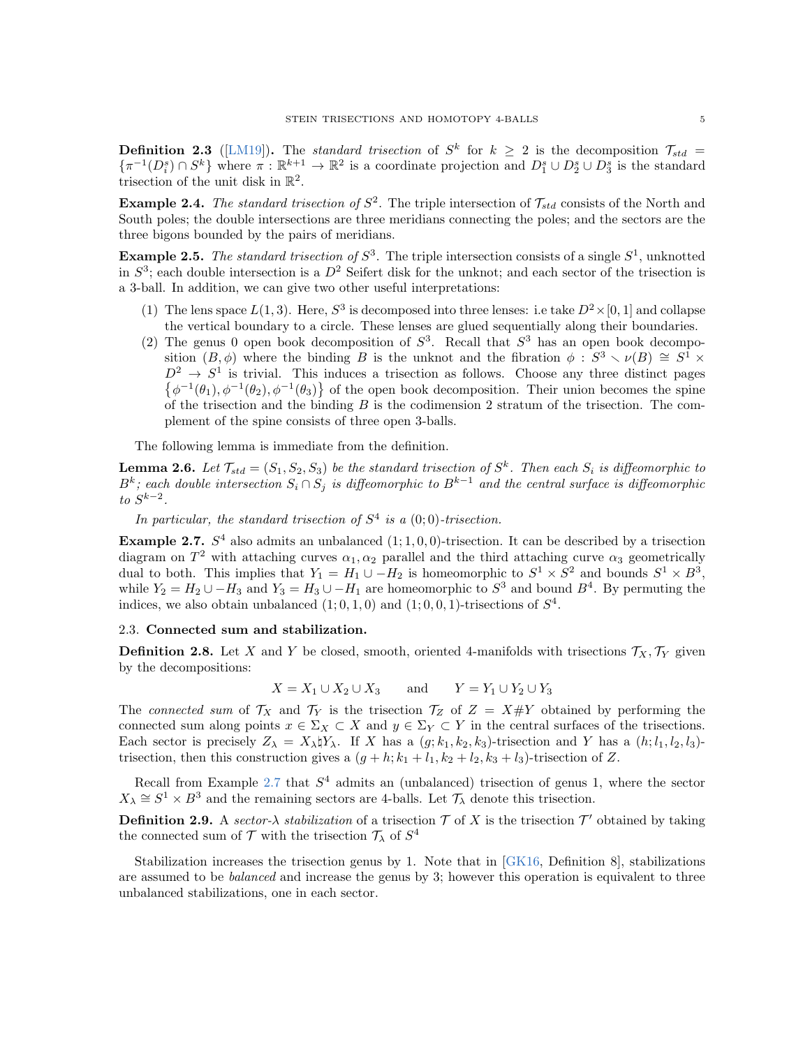**Definition 2.3** ([LM19])**.** The *standard trisection* of $S^k$ for $k \geq 2$ is the decomposition $\mathcal{T}_{std} = \{\pi^{-1}(D_i^s) \cap S^k\}$ where $\pi : \mathbb{R}^{k+1} \to \mathbb{R}^2$ is a coordinate projection and $D_1^s \cup D_2^s \cup D_3^s$ is the standard trisection of the unit disk in $\mathbb{R}^2$.

**Example 2.4.** *The standard trisection of* $S^2$. The triple intersection of $\mathcal{T}_{std}$ consists of the North and South poles; the double intersections are three meridians connecting the poles; and the sectors are the three bigons bounded by the pairs of meridians.

**Example 2.5.** *The standard trisection of* $S^3$. The triple intersection consists of a single $S^1$, unknotted in $S^3$; each double intersection is a $D^2$ Seifert disk for the unknot; and each sector of the trisection is a 3-ball. In addition, we can give two other useful interpretations:

1. The lens space $L(1,3)$. Here, $S^3$ is decomposed into three lenses: i.e take $D^2 \times [0,1]$ and collapse the vertical boundary to a circle. These lenses are glued sequentially along their boundaries.
2. The genus 0 open book decomposition of $S^3$. Recall that $S^3$ has an open book decomposition $(B, \phi)$ where the binding $B$ is the unknot and the fibration $\phi : S^3 \smallsetminus \nu(B) \cong S^1 \times D^2 \to S^1$ is trivial. This induces a trisection as follows. Choose any three distinct pages $\{\phi^{-1}(\theta_1), \phi^{-1}(\theta_2), \phi^{-1}(\theta_3)\}$ of the open book decomposition. Their union becomes the spine of the trisection and the binding $B$ is the codimension 2 stratum of the trisection. The complement of the spine consists of three open 3-balls.

The following lemma is immediate from the definition.

**Lemma 2.6.** *Let $\mathcal{T}_{std} = (S_1, S_2, S_3)$ be the standard trisection of $S^k$. Then each $S_i$ is diffeomorphic to $B^k$; each double intersection $S_i \cap S_j$ is diffeomorphic to $B^{k-1}$ and the central surface is diffeomorphic to $S^{k-2}$.*

*In particular, the standard trisection of $S^4$ is a $(0;0)$-trisection.*

**Example 2.7.** $S^4$ also admits an unbalanced $(1;1,0,0)$-trisection. It can be described by a trisection diagram on $T^2$ with attaching curves $\alpha_1, \alpha_2$ parallel and the third attaching curve $\alpha_3$ geometrically dual to both. This implies that $Y_1 = H_1 \cup -H_2$ is homeomorphic to $S^1 \times S^2$ and bounds $S^1 \times B^3$, while $Y_2 = H_2 \cup -H_3$ and $Y_3 = H_3 \cup -H_1$ are homeomorphic to $S^3$ and bound $B^4$. By permuting the indices, we also obtain unbalanced $(1;0,1,0)$ and $(1;0,0,1)$-trisections of $S^4$.

### 2.3. Connected sum and stabilization.

**Definition 2.8.** Let $X$ and $Y$ be closed, smooth, oriented 4-manifolds with trisections $\mathcal{T}_X, \mathcal{T}_Y$ given by the decompositions:

$$X = X_1 \cup X_2 \cup X_3 \qquad \text{and} \qquad Y = Y_1 \cup Y_2 \cup Y_3$$

The *connected sum* of $\mathcal{T}_X$ and $\mathcal{T}_Y$ is the trisection $\mathcal{T}_Z$ of $Z = X \# Y$ obtained by performing the connected sum along points $x \in \Sigma_X \subset X$ and $y \in \Sigma_Y \subset Y$ in the central surfaces of the trisections. Each sector is precisely $Z_\lambda = X_\lambda \natural Y_\lambda$. If $X$ has a $(g;k_1,k_2,k_3)$-trisection and $Y$ has a $(h;l_1,l_2,l_3)$-trisection, then this construction gives a $(g+h;k_1+l_1,k_2+l_2,k_3+l_3)$-trisection of $Z$.

Recall from Example 2.7 that $S^4$ admits an (unbalanced) trisection of genus 1, where the sector $X_\lambda \cong S^1 \times B^3$ and the remaining sectors are 4-balls. Let $\mathcal{T}_\lambda$ denote this trisection.

**Definition 2.9.** A *sector-$\lambda$ stabilization* of a trisection $\mathcal{T}$ of $X$ is the trisection $\mathcal{T}'$ obtained by taking the connected sum of $\mathcal{T}$ with the trisection $\mathcal{T}_\lambda$ of $S^4$

Stabilization increases the trisection genus by 1. Note that in [GK16, Definition 8], stabilizations are assumed to be *balanced* and increase the genus by 3; however this operation is equivalent to three unbalanced stabilizations, one in each sector.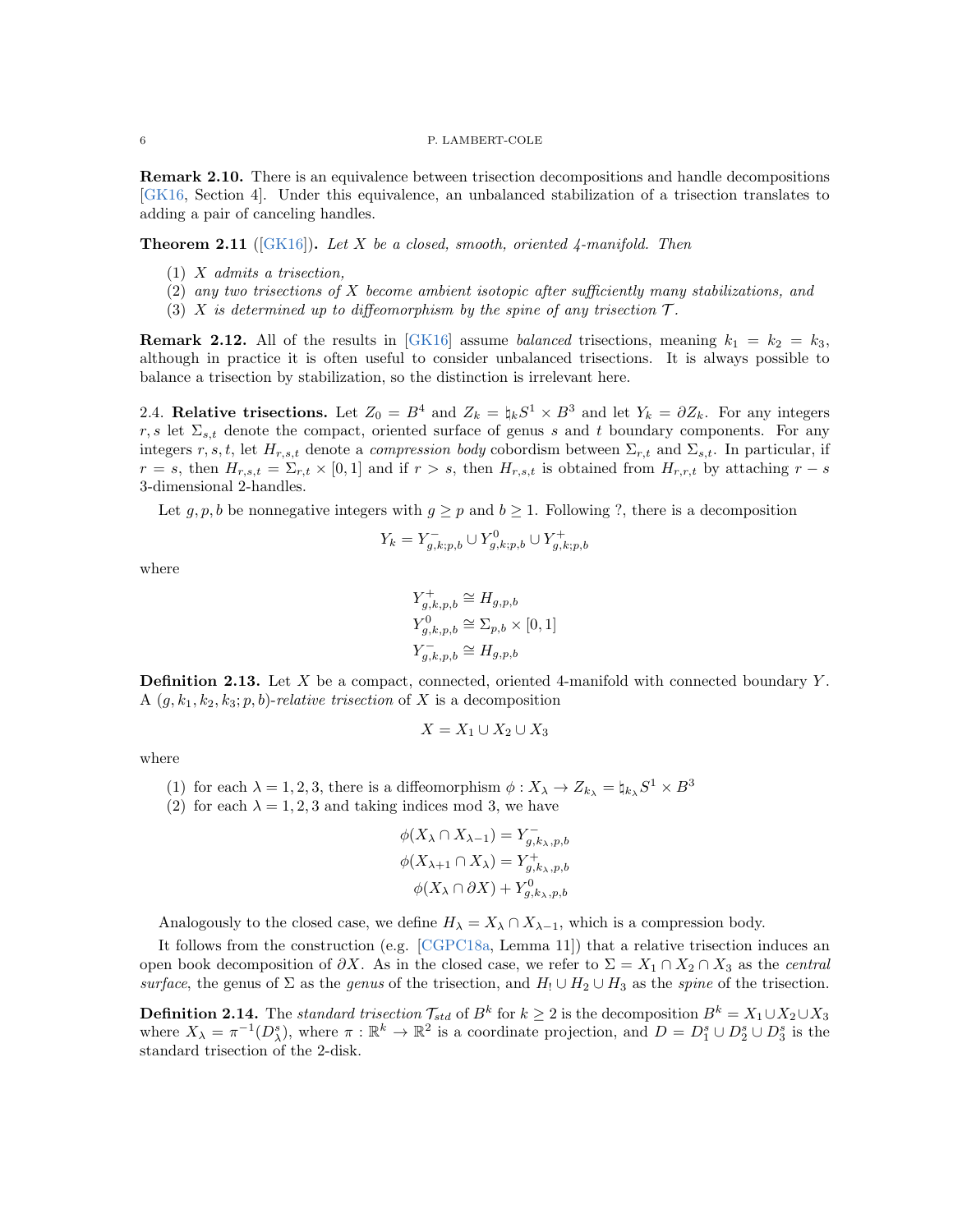**Remark 2.10.** There is an equivalence between trisection decompositions and handle decompositions [GK16, Section 4]. Under this equivalence, an unbalanced stabilization of a trisection translates to adding a pair of canceling handles.

**Theorem 2.11** ([GK16]). *Let $X$ be a closed, smooth, oriented 4-manifold. Then*

1. *$X$ admits a trisection,*
2. *any two trisections of $X$ become ambient isotopic after sufficiently many stabilizations, and*
3. *$X$ is determined up to diffeomorphism by the spine of any trisection $\mathcal{T}$.*

**Remark 2.12.** All of the results in [GK16] assume *balanced* trisections, meaning $k_1 = k_2 = k_3$, although in practice it is often useful to consider unbalanced trisections. It is always possible to balance a trisection by stabilization, so the distinction is irrelevant here.

2.4. **Relative trisections.** Let $Z_0 = B^4$ and $Z_k = \natural_k S^1 \times B^3$ and let $Y_k = \partial Z_k$. For any integers $r, s$ let $\Sigma_{s,t}$ denote the compact, oriented surface of genus $s$ and $t$ boundary components. For any integers $r, s, t$, let $H_{r,s,t}$ denote a *compression body* cobordism between $\Sigma_{r,t}$ and $\Sigma_{s,t}$. In particular, if $r = s$, then $H_{r,s,t} = \Sigma_{r,t} \times [0,1]$ and if $r > s$, then $H_{r,s,t}$ is obtained from $H_{r,r,t}$ by attaching $r - s$ 3-dimensional 2-handles.

Let $g, p, b$ be nonnegative integers with $g \geq p$ and $b \geq 1$. Following ?, there is a decomposition

$$Y_k = Y^-_{g,k;p,b} \cup Y^0_{g,k;p,b} \cup Y^+_{g,k;p,b}$$

where

$$\begin{aligned}
Y^+_{g,k,p,b} &\cong H_{g,p,b} \\
Y^0_{g,k,p,b} &\cong \Sigma_{p,b} \times [0,1] \\
Y^-_{g,k,p,b} &\cong H_{g,p,b}
\end{aligned}$$

**Definition 2.13.** Let $X$ be a compact, connected, oriented 4-manifold with connected boundary $Y$. A $(g, k_1, k_2, k_3; p, b)$-*relative trisection* of $X$ is a decomposition

$$X = X_1 \cup X_2 \cup X_3$$

where

1. for each $\lambda = 1, 2, 3$, there is a diffeomorphism $\phi : X_\lambda \to Z_{k_\lambda} = \natural_{k_\lambda} S^1 \times B^3$
2. for each $\lambda = 1, 2, 3$ and taking indices mod 3, we have

$$\begin{aligned}
\phi(X_\lambda \cap X_{\lambda-1}) &= Y^-_{g,k_\lambda,p,b} \\
\phi(X_{\lambda+1} \cap X_\lambda) &= Y^+_{g,k_\lambda,p,b} \\
\phi(X_\lambda \cap \partial X) &+ Y^0_{g,k_\lambda,p,b}
\end{aligned}$$

Analogously to the closed case, we define $H_\lambda = X_\lambda \cap X_{\lambda-1}$, which is a compression body.

It follows from the construction (e.g. [CGPC18a, Lemma 11]) that a relative trisection induces an open book decomposition of $\partial X$. As in the closed case, we refer to $\Sigma = X_1 \cap X_2 \cap X_3$ as the *central surface*, the genus of $\Sigma$ as the *genus* of the trisection, and $H_! \cup H_2 \cup H_3$ as the *spine* of the trisection.

**Definition 2.14.** The *standard trisection* $\mathcal{T}_{std}$ of $B^k$ for $k \geq 2$ is the decomposition $B^k = X_1 \cup X_2 \cup X_3$ where $X_\lambda = \pi^{-1}(D^s_\lambda)$, where $\pi : \mathbb{R}^k \to \mathbb{R}^2$ is a coordinate projection, and $D = D^s_1 \cup D^s_2 \cup D^s_3$ is the standard trisection of the 2-disk.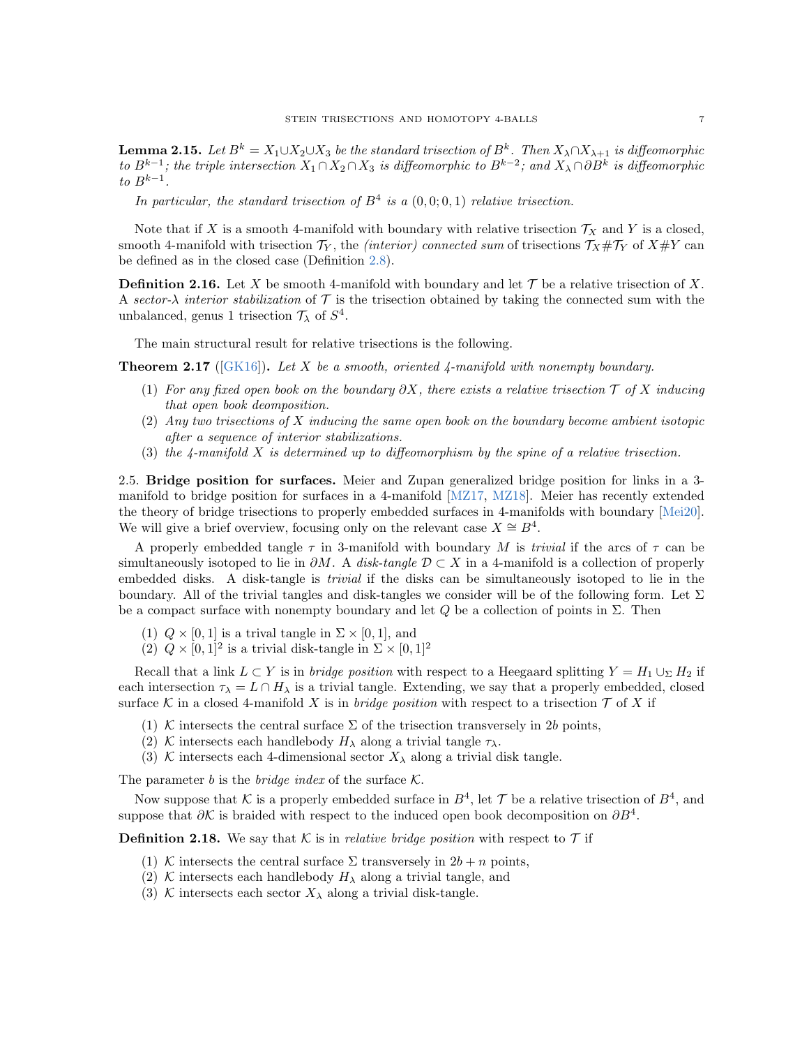**Lemma 2.15.** *Let $B^k = X_1 \cup X_2 \cup X_3$ be the standard trisection of $B^k$. Then $X_\lambda \cap X_{\lambda+1}$ is diffeomorphic to $B^{k-1}$; the triple intersection $X_1 \cap X_2 \cap X_3$ is diffeomorphic to $B^{k-2}$; and $X_\lambda \cap \partial B^k$ is diffeomorphic to $B^{k-1}$.*

*In particular, the standard trisection of $B^4$ is a $(0, 0; 0, 1)$ relative trisection.*

Note that if $X$ is a smooth 4-manifold with boundary with relative trisection $\mathcal{T}_X$ and $Y$ is a closed, smooth 4-manifold with trisection $\mathcal{T}_Y$, the *(interior) connected sum* of trisections $\mathcal{T}_X \# \mathcal{T}_Y$ of $X \# Y$ can be defined as in the closed case (Definition 2.8).

**Definition 2.16.** Let $X$ be smooth 4-manifold with boundary and let $\mathcal{T}$ be a relative trisection of $X$. A *sector-$\lambda$ interior stabilization* of $\mathcal{T}$ is the trisection obtained by taking the connected sum with the unbalanced, genus 1 trisection $\mathcal{T}_\lambda$ of $S^4$.

The main structural result for relative trisections is the following.

**Theorem 2.17** ([GK16])**.** *Let $X$ be a smooth, oriented 4-manifold with nonempty boundary.*

1. *For any fixed open book on the boundary $\partial X$, there exists a relative trisection $\mathcal{T}$ of $X$ inducing that open book deomposition.*
2. *Any two trisections of $X$ inducing the same open book on the boundary become ambient isotopic after a sequence of interior stabilizations.*
3. *the 4-manifold $X$ is determined up to diffeomorphism by the spine of a relative trisection.*

2.5. **Bridge position for surfaces.** Meier and Zupan generalized bridge position for links in a 3-manifold to bridge position for surfaces in a 4-manifold [MZ17, MZ18]. Meier has recently extended the theory of bridge trisections to properly embedded surfaces in 4-manifolds with boundary [Mei20]. We will give a brief overview, focusing only on the relevant case $X \cong B^4$.

A properly embedded tangle $\tau$ in 3-manifold with boundary $M$ is *trivial* if the arcs of $\tau$ can be simultaneously isotoped to lie in $\partial M$. A *disk-tangle* $\mathcal{D} \subset X$ in a 4-manifold is a collection of properly embedded disks. A disk-tangle is *trivial* if the disks can be simultaneously isotoped to lie in the boundary. All of the trivial tangles and disk-tangles we consider will be of the following form. Let $\Sigma$ be a compact surface with nonempty boundary and let $Q$ be a collection of points in $\Sigma$. Then

1. $Q \times [0, 1]$ is a trival tangle in $\Sigma \times [0, 1]$, and
2. $Q \times [0, 1]^2$ is a trivial disk-tangle in $\Sigma \times [0, 1]^2$

Recall that a link $L \subset Y$ is in *bridge position* with respect to a Heegaard splitting $Y = H_1 \cup_\Sigma H_2$ if each intersection $\tau_\lambda = L \cap H_\lambda$ is a trivial tangle. Extending, we say that a properly embedded, closed surface $\mathcal{K}$ in a closed 4-manifold $X$ is in *bridge position* with respect to a trisection $\mathcal{T}$ of $X$ if

1. $\mathcal{K}$ intersects the central surface $\Sigma$ of the trisection transversely in $2b$ points,
2. $\mathcal{K}$ intersects each handlebody $H_\lambda$ along a trivial tangle $\tau_\lambda$.
3. $\mathcal{K}$ intersects each 4-dimensional sector $X_\lambda$ along a trivial disk tangle.

The parameter $b$ is the *bridge index* of the surface $\mathcal{K}$.

Now suppose that $\mathcal{K}$ is a properly embedded surface in $B^4$, let $\mathcal{T}$ be a relative trisection of $B^4$, and suppose that $\partial \mathcal{K}$ is braided with respect to the induced open book decomposition on $\partial B^4$.

**Definition 2.18.** We say that $\mathcal{K}$ is in *relative bridge position* with respect to $\mathcal{T}$ if

1. $\mathcal{K}$ intersects the central surface $\Sigma$ transversely in $2b + n$ points,
2. $\mathcal{K}$ intersects each handlebody $H_\lambda$ along a trivial tangle, and
3. $\mathcal{K}$ intersects each sector $X_\lambda$ along a trivial disk-tangle.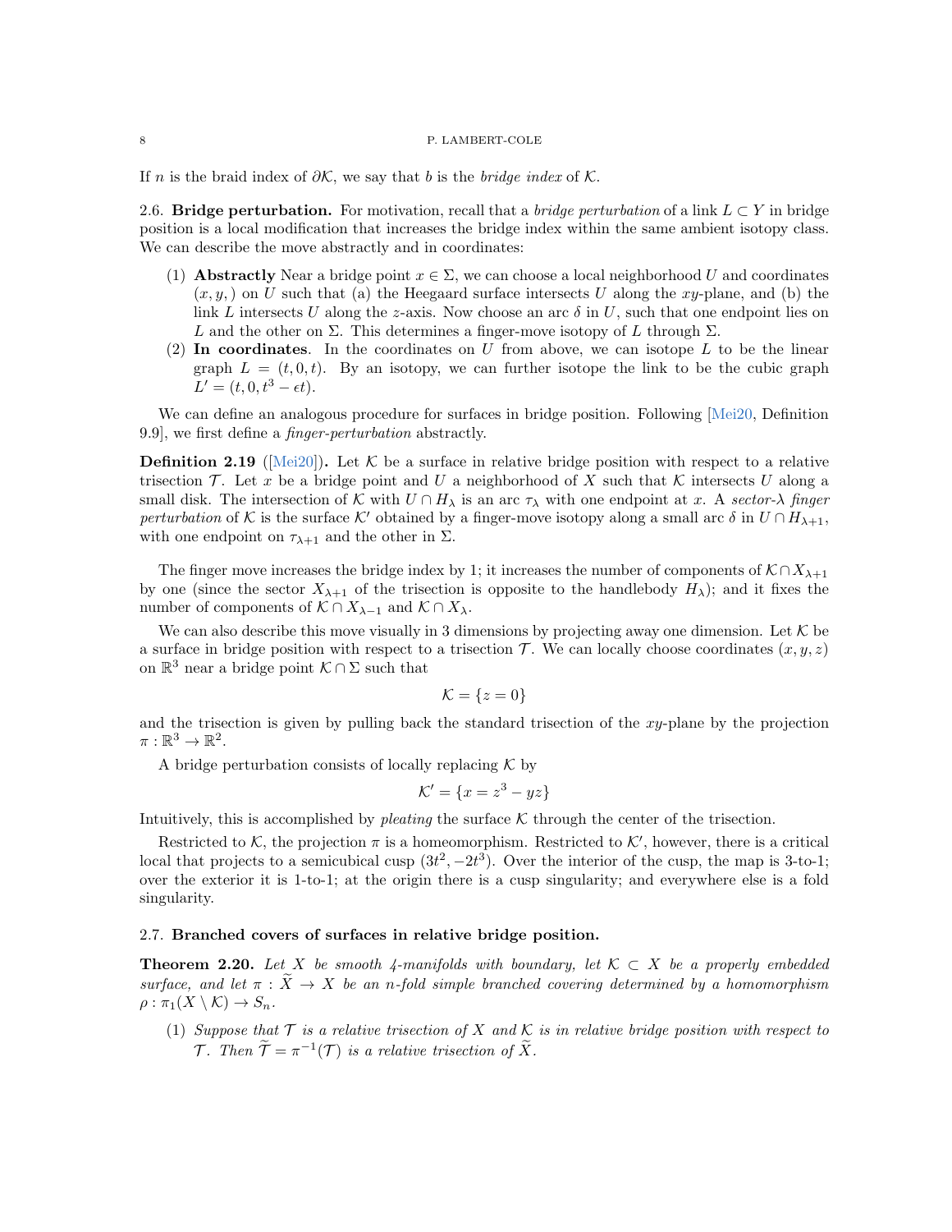If $n$ is the braid index of $\partial\mathcal{K}$, we say that $b$ is the *bridge index* of $\mathcal{K}$.

2.6. **Bridge perturbation.** For motivation, recall that a *bridge perturbation* of a link $L \subset Y$ in bridge position is a local modification that increases the bridge index within the same ambient isotopy class. We can describe the move abstractly and in coordinates:

1. **Abstractly** Near a bridge point $x \in \Sigma$, we can choose a local neighborhood $U$ and coordinates $(x, y, )$ on $U$ such that (a) the Heegaard surface intersects $U$ along the $xy$-plane, and (b) the link $L$ intersects $U$ along the $z$-axis. Now choose an arc $\delta$ in $U$, such that one endpoint lies on $L$ and the other on $\Sigma$. This determines a finger-move isotopy of $L$ through $\Sigma$.
2. **In coordinates**. In the coordinates on $U$ from above, we can isotope $L$ to be the linear graph $L = (t, 0, t)$. By an isotopy, we can further isotope the link to be the cubic graph $L' = (t, 0, t^3 - \epsilon t)$.

We can define an analogous procedure for surfaces in bridge position. Following [Mei20, Definition 9.9], we first define a *finger-perturbation* abstractly.

**Definition 2.19** ([Mei20])**.** Let $\mathcal{K}$ be a surface in relative bridge position with respect to a relative trisection $\mathcal{T}$. Let $x$ be a bridge point and $U$ a neighborhood of $X$ such that $\mathcal{K}$ intersects $U$ along a small disk. The intersection of $\mathcal{K}$ with $U \cap H_\lambda$ is an arc $\tau_\lambda$ with one endpoint at $x$. A *sector-$\lambda$ finger perturbation* of $\mathcal{K}$ is the surface $\mathcal{K}'$ obtained by a finger-move isotopy along a small arc $\delta$ in $U \cap H_{\lambda+1}$, with one endpoint on $\tau_{\lambda+1}$ and the other in $\Sigma$.

The finger move increases the bridge index by 1; it increases the number of components of $\mathcal{K} \cap X_{\lambda+1}$ by one (since the sector $X_{\lambda+1}$ of the trisection is opposite to the handlebody $H_\lambda$); and it fixes the number of components of $\mathcal{K} \cap X_{\lambda-1}$ and $\mathcal{K} \cap X_\lambda$.

We can also describe this move visually in 3 dimensions by projecting away one dimension. Let $\mathcal{K}$ be a surface in bridge position with respect to a trisection $\mathcal{T}$. We can locally choose coordinates $(x, y, z)$ on $\mathbb{R}^3$ near a bridge point $\mathcal{K} \cap \Sigma$ such that

$$\mathcal{K} = \{z = 0\}$$

and the trisection is given by pulling back the standard trisection of the $xy$-plane by the projection $\pi : \mathbb{R}^3 \to \mathbb{R}^2$.

A bridge perturbation consists of locally replacing $\mathcal{K}$ by

$$\mathcal{K}' = \{x = z^3 - yz\}$$

Intuitively, this is accomplished by *pleating* the surface $\mathcal{K}$ through the center of the trisection.

Restricted to $\mathcal{K}$, the projection $\pi$ is a homeomorphism. Restricted to $\mathcal{K}'$, however, there is a critical local that projects to a semicubical cusp $(3t^2, -2t^3)$. Over the interior of the cusp, the map is 3-to-1; over the exterior it is 1-to-1; at the origin there is a cusp singularity; and everywhere else is a fold singularity.

2.7. **Branched covers of surfaces in relative bridge position.**

**Theorem 2.20.** *Let $X$ be smooth 4-manifolds with boundary, let $\mathcal{K} \subset X$ be a properly embedded surface, and let $\pi : \widetilde{X} \to X$ be an $n$-fold simple branched covering determined by a homomorphism $\rho : \pi_1(X \setminus \mathcal{K}) \to S_n$.*

1. *Suppose that $\mathcal{T}$ is a relative trisection of $X$ and $\mathcal{K}$ is in relative bridge position with respect to $\mathcal{T}$. Then $\widetilde{\mathcal{T}} = \pi^{-1}(\mathcal{T})$ is a relative trisection of $\widetilde{X}$.*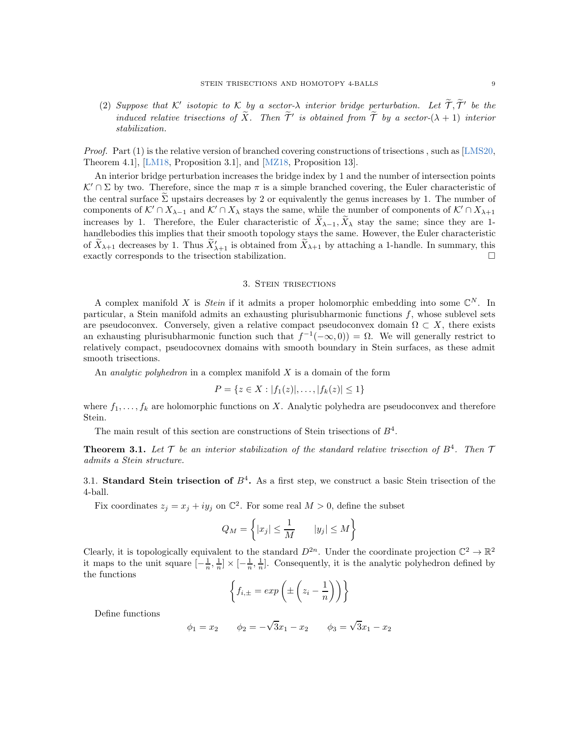(2) *Suppose that $\mathcal{K}'$ isotopic to $\mathcal{K}$ by a sector-$\lambda$ interior bridge perturbation. Let $\widetilde{\mathcal{T}}, \widetilde{\mathcal{T}}'$ be the induced relative trisections of $\widetilde{X}$. Then $\widetilde{\mathcal{T}}'$ is obtained from $\widetilde{\mathcal{T}}$ by a sector-$(\lambda+1)$ interior stabilization.*

*Proof.* Part (1) is the relative version of branched covering constructions of trisections , such as [LMS20, Theorem 4.1], [LM18, Proposition 3.1], and [MZ18, Proposition 13].

An interior bridge perturbation increases the bridge index by 1 and the number of intersection points $\mathcal{K}' \cap \Sigma$ by two. Therefore, since the map $\pi$ is a simple branched covering, the Euler characteristic of the central surface $\widetilde{\Sigma}$ upstairs decreases by 2 or equivalently the genus increases by 1. The number of components of $\mathcal{K}' \cap X_{\lambda-1}$ and $\mathcal{K}' \cap X_{\lambda}$ stays the same, while the number of components of $\mathcal{K}' \cap X_{\lambda+1}$ increases by 1. Therefore, the Euler characteristic of $\widetilde{X}_{\lambda-1}, \widetilde{X}_{\lambda}$ stay the same; since they are 1-handlebodies this implies that their smooth topology stays the same. However, the Euler characteristic of $\widetilde{X}_{\lambda+1}$ decreases by 1. Thus $\widetilde{X}'_{\lambda+1}$ is obtained from $\widetilde{X}_{\lambda+1}$ by attaching a 1-handle. In summary, this exactly corresponds to the trisection stabilization. □

## 3. Stein trisections

A complex manifold $X$ is *Stein* if it admits a proper holomorphic embedding into some $\mathbb{C}^N$. In particular, a Stein manifold admits an exhausting plurisubharmonic functions $f$, whose sublevel sets are pseudoconvex. Conversely, given a relative compact pseudoconvex domain $\Omega \subset X$, there exists an exhausting plurisubharmonic function such that $f^{-1}(-\infty, 0)) = \Omega$. We will generally restrict to relatively compact, pseudocovnex domains with smooth boundary in Stein surfaces, as these admit smooth trisections.

An *analytic polyhedron* in a complex manifold $X$ is a domain of the form

$$P = \{z \in X : |f_1(z)|, \dots, |f_k(z)| \leq 1\}$$

where $f_1, \dots, f_k$ are holomorphic functions on $X$. Analytic polyhedra are pseudoconvex and therefore Stein.

The main result of this section are constructions of Stein trisections of $B^4$.

**Theorem 3.1.** *Let $\mathcal{T}$ be an interior stabilization of the standard relative trisection of $B^4$. Then $\mathcal{T}$ admits a Stein structure.*

### 3.1. Standard Stein trisection of $B^4$.

As a first step, we construct a basic Stein trisection of the 4-ball.

Fix coordinates $z_j = x_j + iy_j$ on $\mathbb{C}^2$. For some real $M > 0$, define the subset

$$Q_M = \left\{ |x_j| \leq \frac{1}{M} \qquad |y_j| \leq M \right\}$$

Clearly, it is topologically equivalent to the standard $D^{2n}$. Under the coordinate projection $\mathbb{C}^2 \to \mathbb{R}^2$ it maps to the unit square $[-\frac{1}{n}, \frac{1}{n}] \times [-\frac{1}{n}, \frac{1}{n}]$. Consequently, it is the analytic polyhedron defined by the functions

$$\left\{ f_{i,\pm} = exp\left( \pm \left( z_i - \frac{1}{n} \right) \right) \right\}$$

Define functions

$$\phi_1 = x_2 \qquad \phi_2 = -\sqrt{3}x_1 - x_2 \qquad \phi_3 = \sqrt{3}x_1 - x_2$$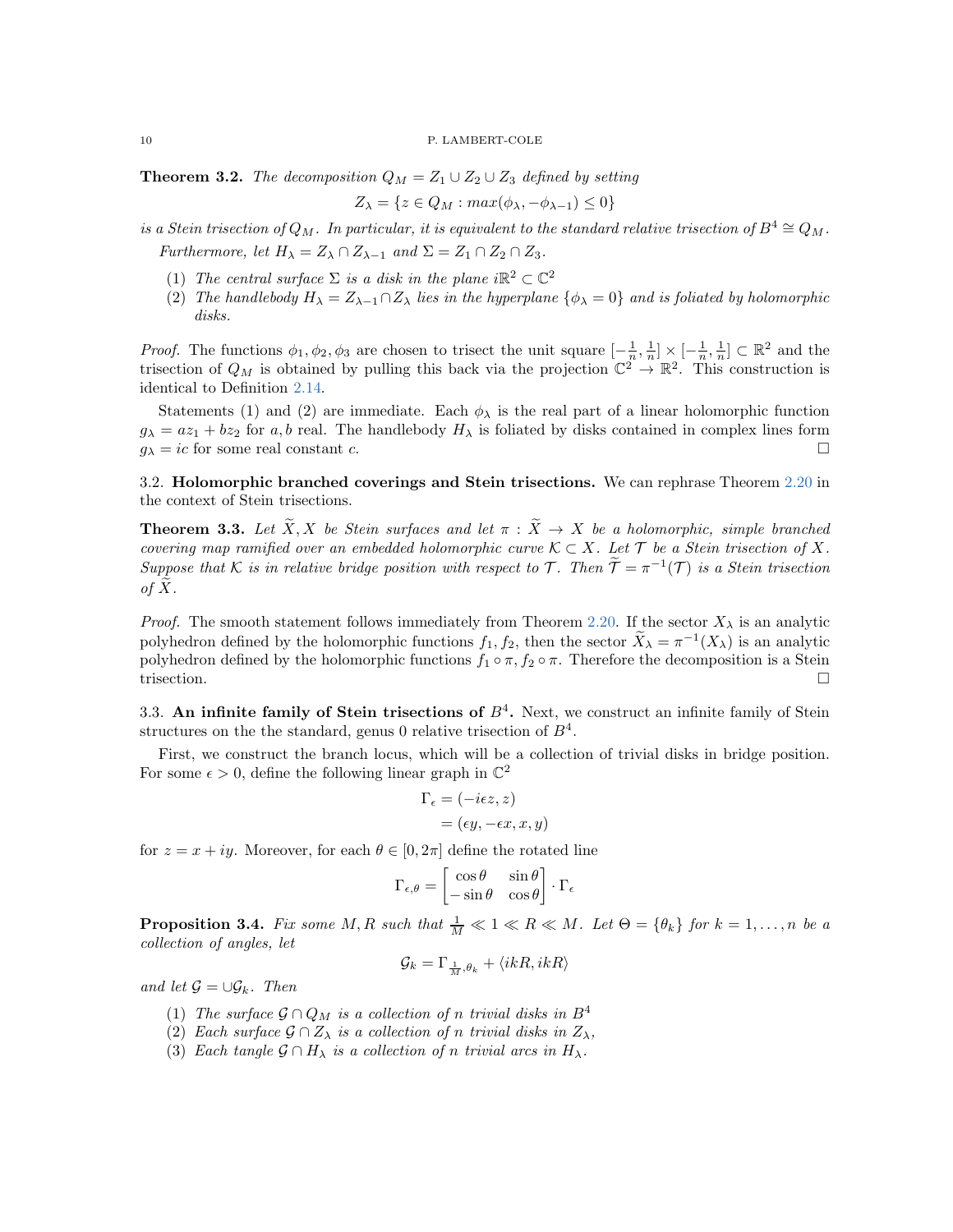**Theorem 3.2.** *The decomposition $Q_M = Z_1 \cup Z_2 \cup Z_3$ defined by setting*

$$Z_\lambda = \{z \in Q_M : max(\phi_\lambda, -\phi_{\lambda-1}) \leq 0\}$$

*is a Stein trisection of $Q_M$. In particular, it is equivalent to the standard relative trisection of $B^4 \cong Q_M$.*

*Furthermore, let $H_\lambda = Z_\lambda \cap Z_{\lambda-1}$ and $\Sigma = Z_1 \cap Z_2 \cap Z_3$.*

1. *The central surface $\Sigma$ is a disk in the plane $i\mathbb{R}^2 \subset \mathbb{C}^2$*
2. *The handlebody $H_\lambda = Z_{\lambda-1} \cap Z_\lambda$ lies in the hyperplane $\{\phi_\lambda = 0\}$ and is foliated by holomorphic disks.*

*Proof.* The functions $\phi_1, \phi_2, \phi_3$ are chosen to trisect the unit square $[-\frac{1}{n}, \frac{1}{n}] \times [-\frac{1}{n}, \frac{1}{n}] \subset \mathbb{R}^2$ and the trisection of $Q_M$ is obtained by pulling this back via the projection $\mathbb{C}^2 \to \mathbb{R}^2$. This construction is identical to Definition 2.14.

Statements (1) and (2) are immediate. Each $\phi_\lambda$ is the real part of a linear holomorphic function $g_\lambda = az_1 + bz_2$ for $a, b$ real. The handlebody $H_\lambda$ is foliated by disks contained in complex lines form $g_\lambda = ic$ for some real constant $c$. □

3.2. **Holomorphic branched coverings and Stein trisections.** We can rephrase Theorem 2.20 in the context of Stein trisections.

**Theorem 3.3.** *Let $\widetilde{X}, X$ be Stein surfaces and let $\pi : \widetilde{X} \to X$ be a holomorphic, simple branched covering map ramified over an embedded holomorphic curve $\mathcal{K} \subset X$. Let $\mathcal{T}$ be a Stein trisection of $X$. Suppose that $\mathcal{K}$ is in relative bridge position with respect to $\mathcal{T}$. Then $\widetilde{\mathcal{T}} = \pi^{-1}(\mathcal{T})$ is a Stein trisection of $\widetilde{X}$.*

*Proof.* The smooth statement follows immediately from Theorem 2.20. If the sector $X_\lambda$ is an analytic polyhedron defined by the holomorphic functions $f_1, f_2$, then the sector $\widetilde{X}_\lambda = \pi^{-1}(X_\lambda)$ is an analytic polyhedron defined by the holomorphic functions $f_1 \circ \pi, f_2 \circ \pi$. Therefore the decomposition is a Stein trisection. □

3.3. **An infinite family of Stein trisections of $B^4$.** Next, we construct an infinite family of Stein structures on the the standard, genus 0 relative trisection of $B^4$.

First, we construct the branch locus, which will be a collection of trivial disks in bridge position. For some $\epsilon > 0$, define the following linear graph in $\mathbb{C}^2$

$$\begin{aligned}\Gamma_\epsilon &= (-i\epsilon z, z) \\ &= (\epsilon y, -\epsilon x, x, y)\end{aligned}$$

for $z = x + iy$. Moreover, for each $\theta \in [0, 2\pi]$ define the rotated line

$$\Gamma_{\epsilon,\theta} = \begin{bmatrix} \cos\theta & \sin\theta \\ -\sin\theta & \cos\theta \end{bmatrix} \cdot \Gamma_\epsilon$$

**Proposition 3.4.** *Fix some $M, R$ such that $\frac{1}{M} \ll 1 \ll R \ll M$. Let $\Theta = \{\theta_k\}$ for $k = 1, \dots, n$ be a collection of angles, let*

$$\mathcal{G}_k = \Gamma_{\frac{1}{M},\theta_k} + \langle ikR, ikR \rangle$$

*and let $\mathcal{G} = \cup \mathcal{G}_k$. Then*

1. *The surface $\mathcal{G} \cap Q_M$ is a collection of $n$ trivial disks in $B^4$*
2. *Each surface $\mathcal{G} \cap Z_\lambda$ is a collection of $n$ trivial disks in $Z_\lambda$,*
3. *Each tangle $\mathcal{G} \cap H_\lambda$ is a collection of $n$ trivial arcs in $H_\lambda$.*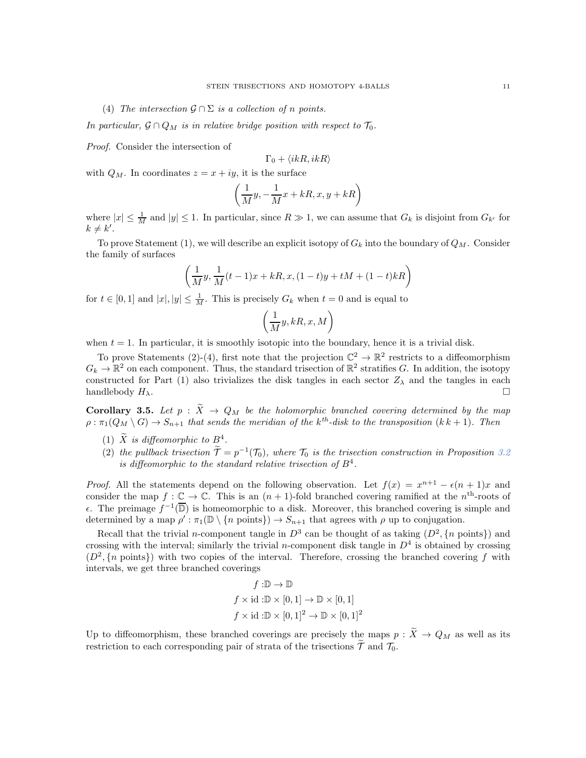(4) *The intersection $\mathcal{G} \cap \Sigma$ is a collection of $n$ points.*

*In particular, $\mathcal{G} \cap Q_M$ is in relative bridge position with respect to $\mathcal{T}_0$.*

*Proof.* Consider the intersection of

$$\Gamma_0 + \langle ikR, ikR \rangle$$

with $Q_M$. In coordinates $z = x + iy$, it is the surface

$$\left( \frac{1}{M} y, -\frac{1}{M} x + kR, x, y + kR \right)$$

where $|x| \leq \frac{1}{M}$ and $|y| \leq 1$. In particular, since $R \gg 1$, we can assume that $G_k$ is disjoint from $G_{k'}$ for $k \neq k'$.

To prove Statement (1), we will describe an explicit isotopy of $G_k$ into the boundary of $Q_M$. Consider the family of surfaces

$$\left( \frac{1}{M} y, \frac{1}{M}(t-1)x + kR, x, (1-t)y + tM + (1-t)kR \right)$$

for $t \in [0, 1]$ and $|x|, |y| \leq \frac{1}{M}$. This is precisely $G_k$ when $t = 0$ and is equal to

$$\left( \frac{1}{M} y, kR, x, M \right)$$

when $t = 1$. In particular, it is smoothly isotopic into the boundary, hence it is a trivial disk.

To prove Statements (2)-(4), first note that the projection $\mathbb{C}^2 \to \mathbb{R}^2$ restricts to a diffeomorphism $G_k \to \mathbb{R}^2$ on each component. Thus, the standard trisection of $\mathbb{R}^2$ stratifies $G$. In addition, the isotopy constructed for Part (1) also trivializes the disk tangles in each sector $Z_\lambda$ and the tangles in each handlebody $H_\lambda$. $\square$

**Corollary 3.5.** *Let $p : \widetilde{X} \to Q_M$ be the holomorphic branched covering determined by the map $\rho : \pi_1(Q_M \setminus G) \to S_{n+1}$ that sends the meridian of the $k^{th}$-disk to the transposition $(k\, k+1)$. Then*

1. *$\widetilde{X}$ is diffeomorphic to $B^4$.*
2. *the pullback trisection $\widetilde{\mathcal{T}} = p^{-1}(\mathcal{T}_0)$, where $\mathcal{T}_0$ is the trisection construction in Proposition 3.2 is diffeomorphic to the standard relative trisection of $B^4$.*

*Proof.* All the statements depend on the following observation. Let $f(x) = x^{n+1} - \epsilon(n+1)x$ and consider the map $f : \mathbb{C} \to \mathbb{C}$. This is an $(n+1)$-fold branched covering ramified at the $n^{\text{th}}$-roots of $\epsilon$. The preimage $f^{-1}(\overline{\mathbb{D}})$ is homeomorphic to a disk. Moreover, this branched covering is simple and determined by a map $\rho' : \pi_1(\mathbb{D} \setminus \{n \text{ points}\}) \to S_{n+1}$ that agrees with $\rho$ up to conjugation.

Recall that the trivial $n$-component tangle in $D^3$ can be thought of as taking $(D^2, \{n \text{ points}\})$ and crossing with the interval; similarly the trivial $n$-component disk tangle in $D^4$ is obtained by crossing $(D^2, \{n \text{ points}\})$ with two copies of the interval. Therefore, crossing the branched covering $f$ with intervals, we get three branched coverings

$$\begin{aligned} f &: \mathbb{D} \to \mathbb{D} \\ f \times \text{id} &: \mathbb{D} \times [0,1] \to \mathbb{D} \times [0,1] \\ f \times \text{id} &: \mathbb{D} \times [0,1]^2 \to \mathbb{D} \times [0,1]^2 \end{aligned}$$

Up to diffeomorphism, these branched coverings are precisely the maps $p : \widetilde{X} \to Q_M$ as well as its restriction to each corresponding pair of strata of the trisections $\widetilde{\mathcal{T}}$ and $\mathcal{T}_0$.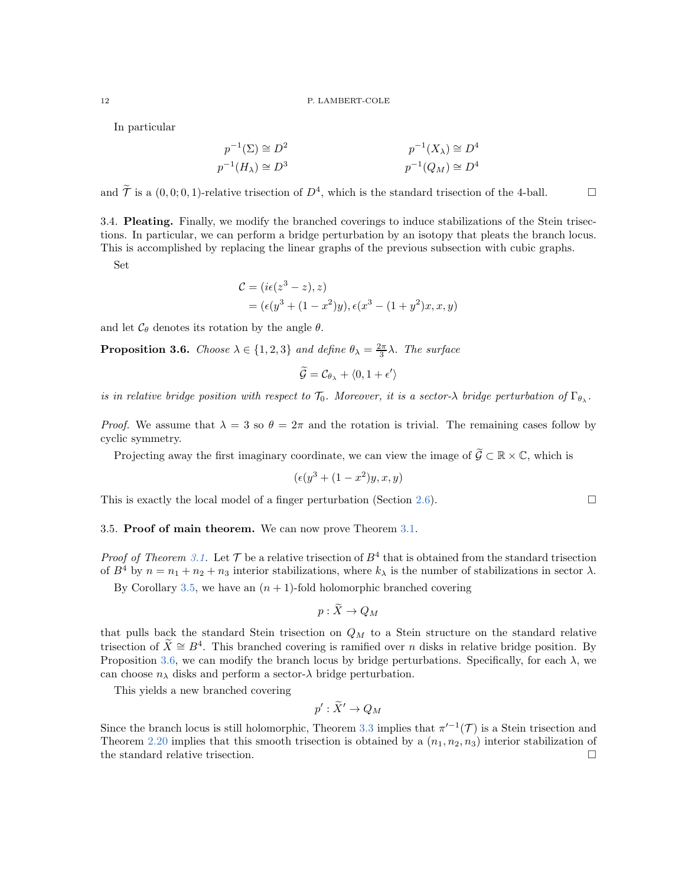In particular

$$
\begin{aligned}
p^{-1}(\Sigma) &\cong D^2 & \qquad p^{-1}(X_\lambda) &\cong D^4 \\
p^{-1}(H_\lambda) &\cong D^3 & \qquad p^{-1}(Q_M) &\cong D^4
\end{aligned}
$$

and $\widetilde{\mathcal{T}}$ is a $(0,0;0,1)$-relative trisection of $D^4$, which is the standard trisection of the 4-ball. □

### 3.4. Pleating.

Finally, we modify the branched coverings to induce stabilizations of the Stein trisections. In particular, we can perform a bridge perturbation by an isotopy that pleats the branch locus. This is accomplished by replacing the linear graphs of the previous subsection with cubic graphs.

Set

$$
\begin{aligned}
\mathcal{C} &= (i\epsilon(z^3 - z), z) \\
&= (\epsilon(y^3 + (1-x^2)y), \epsilon(x^3 - (1+y^2)x, x, y)
\end{aligned}
$$

and let $\mathcal{C}_\theta$ denotes its rotation by the angle $\theta$.

**Proposition 3.6.** *Choose $\lambda \in \{1,2,3\}$ and define $\theta_\lambda = \frac{2\pi}{3}\lambda$. The surface*

$$
\widetilde{\mathcal{G}} = \mathcal{C}_{\theta_\lambda} + \langle 0, 1 + \epsilon' \rangle
$$

*is in relative bridge position with respect to $\mathcal{T}_0$. Moreover, it is a sector-$\lambda$ bridge perturbation of $\Gamma_{\theta_\lambda}$.*

*Proof.* We assume that $\lambda = 3$ so $\theta = 2\pi$ and the rotation is trivial. The remaining cases follow by cyclic symmetry.

Projecting away the first imaginary coordinate, we can view the image of $\widetilde{\mathcal{G}} \subset \mathbb{R} \times \mathbb{C}$, which is

$$
(\epsilon(y^3 + (1-x^2)y, x, y)
$$

This is exactly the local model of a finger perturbation (Section 2.6). □

### 3.5. Proof of main theorem.

We can now prove Theorem 3.1.

*Proof of Theorem 3.1.* Let $\mathcal{T}$ be a relative trisection of $B^4$ that is obtained from the standard trisection of $B^4$ by $n = n_1 + n_2 + n_3$ interior stabilizations, where $k_\lambda$ is the number of stabilizations in sector $\lambda$.

By Corollary 3.5, we have an $(n+1)$-fold holomorphic branched covering

$$
p : \widetilde{X} \to Q_M
$$

that pulls back the standard Stein trisection on $Q_M$ to a Stein structure on the standard relative trisection of $\widetilde{X} \cong B^4$. This branched covering is ramified over $n$ disks in relative bridge position. By Proposition 3.6, we can modify the branch locus by bridge perturbations. Specifically, for each $\lambda$, we can choose $n_\lambda$ disks and perform a sector-$\lambda$ bridge perturbation.

This yields a new branched covering

$$
p' : \widetilde{X}' \to Q_M
$$

Since the branch locus is still holomorphic, Theorem 3.3 implies that $\pi'^{-1}(\mathcal{T})$ is a Stein trisection and Theorem 2.20 implies that this smooth trisection is obtained by a $(n_1, n_2, n_3)$ interior stabilization of the standard relative trisection. □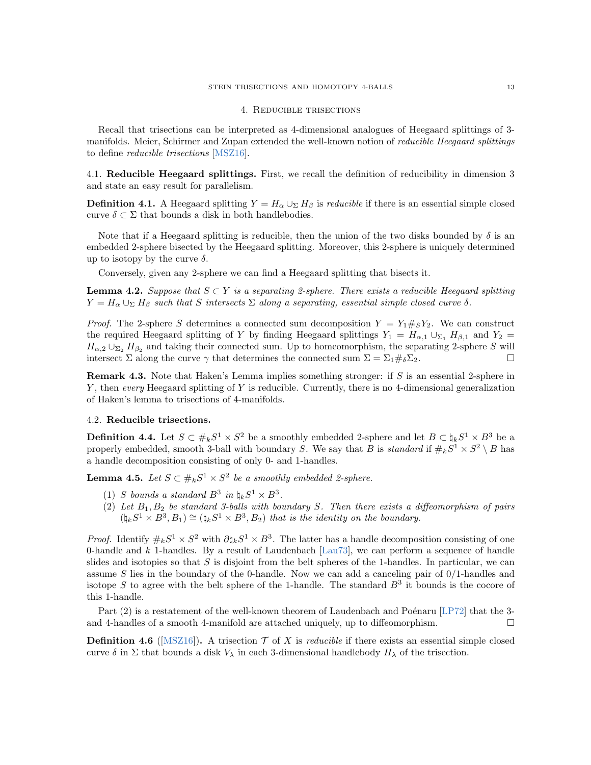## 4. Reducible trisections

Recall that trisections can be interpreted as 4-dimensional analogues of Heegaard splittings of 3-manifolds. Meier, Schirmer and Zupan extended the well-known notion of *reducible Heegaard splittings* to define *reducible trisections* [MSZ16].

### 4.1. Reducible Heegaard splittings.

First, we recall the definition of reducibility in dimension 3 and state an easy result for parallelism.

**Definition 4.1.** A Heegaard splitting $Y = H_\alpha \cup_\Sigma H_\beta$ is *reducible* if there is an essential simple closed curve $\delta \subset \Sigma$ that bounds a disk in both handlebodies.

Note that if a Heegaard splitting is reducible, then the union of the two disks bounded by $\delta$ is an embedded 2-sphere bisected by the Heegaard splitting. Moreover, this 2-sphere is uniquely determined up to isotopy by the curve $\delta$.

Conversely, given any 2-sphere we can find a Heegaard splitting that bisects it.

**Lemma 4.2.** *Suppose that $S \subset Y$ is a separating 2-sphere. There exists a reducible Heegaard splitting $Y = H_\alpha \cup_\Sigma H_\beta$ such that $S$ intersects $\Sigma$ along a separating, essential simple closed curve $\delta$.*

*Proof.* The 2-sphere $S$ determines a connected sum decomposition $Y = Y_1 \#_S Y_2$. We can construct the required Heegaard splitting of $Y$ by finding Heegaard splittings $Y_1 = H_{\alpha,1} \cup_{\Sigma_1} H_{\beta,1}$ and $Y_2 = H_{\alpha,2} \cup_{\Sigma_2} H_{\beta_2}$ and taking their connected sum. Up to homeomorphism, the separating 2-sphere $S$ will intersect $\Sigma$ along the curve $\gamma$ that determines the connected sum $\Sigma = \Sigma_1 \#_\delta \Sigma_2$. □

**Remark 4.3.** Note that Haken's Lemma implies something stronger: if $S$ is an essential 2-sphere in $Y$, then *every* Heegaard splitting of $Y$ is reducible. Currently, there is no 4-dimensional generalization of Haken's lemma to trisections of 4-manifolds.

### 4.2. Reducible trisections.

**Definition 4.4.** Let $S \subset \#_k S^1 \times S^2$ be a smoothly embedded 2-sphere and let $B \subset \natural_k S^1 \times B^3$ be a properly embedded, smooth 3-ball with boundary $S$. We say that $B$ is *standard* if $\#_k S^1 \times S^2 \setminus B$ has a handle decomposition consisting of only 0- and 1-handles.

**Lemma 4.5.** *Let $S \subset \#_k S^1 \times S^2$ be a smoothly embedded 2-sphere.*

1. *$S$ bounds a standard $B^3$ in $\natural_k S^1 \times B^3$.*
2. *Let $B_1, B_2$ be standard 3-balls with boundary $S$. Then there exists a diffeomorphism of pairs $(\natural_k S^1 \times B^3, B_1) \cong (\natural_k S^1 \times B^3, B_2)$ that is the identity on the boundary.*

*Proof.* Identify $\#_k S^1 \times S^2$ with $\partial \natural_k S^1 \times B^3$. The latter has a handle decomposition consisting of one 0-handle and $k$ 1-handles. By a result of Laudenbach [Lau73], we can perform a sequence of handle slides and isotopies so that $S$ is disjoint from the belt spheres of the 1-handles. In particular, we can assume $S$ lies in the boundary of the 0-handle. Now we can add a canceling pair of 0/1-handles and isotope $S$ to agree with the belt sphere of the 1-handle. The standard $B^3$ it bounds is the cocore of this 1-handle.

Part (2) is a restatement of the well-known theorem of Laudenbach and Poénaru [LP72] that the 3- and 4-handles of a smooth 4-manifold are attached uniquely, up to diffeomorphism. □

**Definition 4.6** ([MSZ16])**.** A trisection $\mathcal{T}$ of $X$ is *reducible* if there exists an essential simple closed curve $\delta$ in $\Sigma$ that bounds a disk $V_\lambda$ in each 3-dimensional handlebody $H_\lambda$ of the trisection.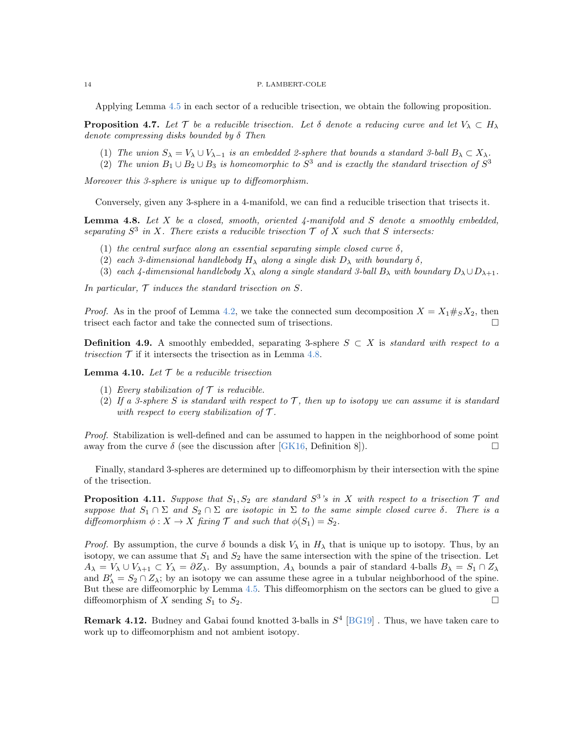Applying Lemma 4.5 in each sector of a reducible trisection, we obtain the following proposition.

**Proposition 4.7.** *Let $\mathcal{T}$ be a reducible trisection. Let $\delta$ denote a reducing curve and let $V_\lambda \subset H_\lambda$ denote compressing disks bounded by $\delta$ Then*

1. *The union $S_\lambda = V_\lambda \cup V_{\lambda-1}$ is an embedded 2-sphere that bounds a standard 3-ball $B_\lambda \subset X_\lambda$.*
2. *The union $B_1 \cup B_2 \cup B_3$ is homeomorphic to $S^3$ and is exactly the standard trisection of $S^3$*

*Moreover this 3-sphere is unique up to diffeomorphism.*

Conversely, given any 3-sphere in a 4-manifold, we can find a reducible trisection that trisects it.

**Lemma 4.8.** *Let $X$ be a closed, smooth, oriented 4-manifold and $S$ denote a smoothly embedded, separating $S^3$ in $X$. There exists a reducible trisection $\mathcal{T}$ of $X$ such that $S$ intersects:*

1. *the central surface along an essential separating simple closed curve $\delta$,*
2. *each 3-dimensional handlebody $H_\lambda$ along a single disk $D_\lambda$ with boundary $\delta$,*
3. *each 4-dimensional handlebody $X_\lambda$ along a single standard 3-ball $B_\lambda$ with boundary $D_\lambda \cup D_{\lambda+1}$.*

*In particular, $\mathcal{T}$ induces the standard trisection on $S$.*

*Proof.* As in the proof of Lemma 4.2, we take the connected sum decomposition $X = X_1 \#_S X_2$, then trisect each factor and take the connected sum of trisections. □

**Definition 4.9.** A smoothly embedded, separating 3-sphere $S \subset X$ is *standard with respect to a trisection $\mathcal{T}$* if it intersects the trisection as in Lemma 4.8.

**Lemma 4.10.** *Let $\mathcal{T}$ be a reducible trisection*

1. *Every stabilization of $\mathcal{T}$ is reducible.*
2. *If a 3-sphere $S$ is standard with respect to $\mathcal{T}$, then up to isotopy we can assume it is standard with respect to every stabilization of $\mathcal{T}$.*

*Proof.* Stabilization is well-defined and can be assumed to happen in the neighborhood of some point away from the curve $\delta$ (see the discussion after [GK16, Definition 8]). □

Finally, standard 3-spheres are determined up to diffeomorphism by their intersection with the spine of the trisection.

**Proposition 4.11.** *Suppose that $S_1, S_2$ are standard $S^3$'s in $X$ with respect to a trisection $\mathcal{T}$ and suppose that $S_1 \cap \Sigma$ and $S_2 \cap \Sigma$ are isotopic in $\Sigma$ to the same simple closed curve $\delta$. There is a diffeomorphism $\phi : X \to X$ fixing $\mathcal{T}$ and such that $\phi(S_1) = S_2$.*

*Proof.* By assumption, the curve $\delta$ bounds a disk $V_\lambda$ in $H_\lambda$ that is unique up to isotopy. Thus, by an isotopy, we can assume that $S_1$ and $S_2$ have the same intersection with the spine of the trisection. Let $A_\lambda = V_\lambda \cup V_{\lambda+1} \subset Y_\lambda = \partial Z_\lambda$. By assumption, $A_\lambda$ bounds a pair of standard 4-balls $B_\lambda = S_1 \cap Z_\lambda$ and $B'_\lambda = S_2 \cap Z_\lambda$; by an isotopy we can assume these agree in a tubular neighborhood of the spine. But these are diffeomorphic by Lemma 4.5. This diffeomorphism on the sectors can be glued to give a diffeomorphism of $X$ sending $S_1$ to $S_2$. □

**Remark 4.12.** Budney and Gabai found knotted 3-balls in $S^4$ [BG19] . Thus, we have taken care to work up to diffeomorphism and not ambient isotopy.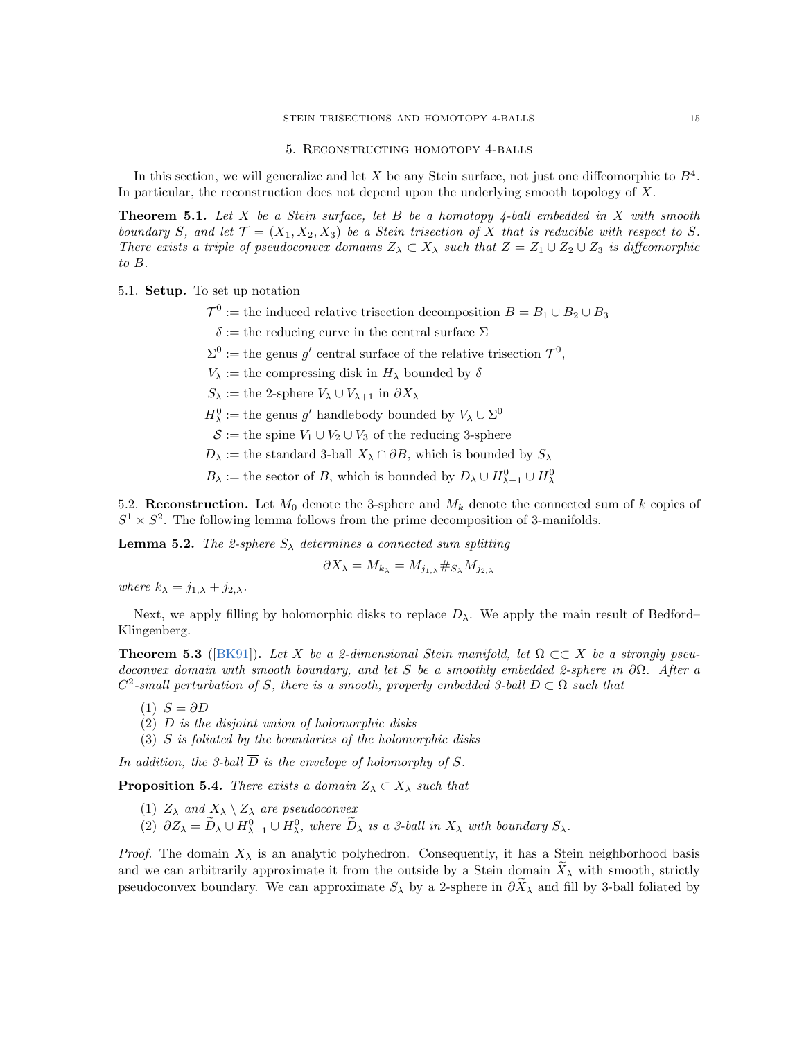## 5. Reconstructing homotopy 4-balls

In this section, we will generalize and let $X$ be any Stein surface, not just one diffeomorphic to $B^4$. In particular, the reconstruction does not depend upon the underlying smooth topology of $X$.

**Theorem 5.1.** *Let $X$ be a Stein surface, let $B$ be a homotopy 4-ball embedded in $X$ with smooth boundary $S$, and let $\mathcal{T} = (X_1, X_2, X_3)$ be a Stein trisection of $X$ that is reducible with respect to $S$. There exists a triple of pseudoconvex domains $Z_\lambda \subset X_\lambda$ such that $Z = Z_1 \cup Z_2 \cup Z_3$ is diffeomorphic to $B$.*

### 5.1. Setup.

To set up notation

$$
\begin{aligned}
\mathcal{T}^0 &:= \text{the induced relative trisection decomposition } B = B_1 \cup B_2 \cup B_3 \\
\delta &:= \text{the reducing curve in the central surface } \Sigma \\
\Sigma^0 &:= \text{the genus } g' \text{ central surface of the relative trisection } \mathcal{T}^0, \\
V_\lambda &:= \text{the compressing disk in } H_\lambda \text{ bounded by } \delta \\
S_\lambda &:= \text{the 2-sphere } V_\lambda \cup V_{\lambda+1} \text{ in } \partial X_\lambda \\
H^0_\lambda &:= \text{the genus } g' \text{ handlebody bounded by } V_\lambda \cup \Sigma^0 \\
\mathcal{S} &:= \text{the spine } V_1 \cup V_2 \cup V_3 \text{ of the reducing 3-sphere} \\
D_\lambda &:= \text{the standard 3-ball } X_\lambda \cap \partial B, \text{ which is bounded by } S_\lambda \\
B_\lambda &:= \text{the sector of } B, \text{ which is bounded by } D_\lambda \cup H^0_{\lambda-1} \cup H^0_\lambda
\end{aligned}
$$

### 5.2. Reconstruction.

Let $M_0$ denote the 3-sphere and $M_k$ denote the connected sum of $k$ copies of $S^1 \times S^2$. The following lemma follows from the prime decomposition of 3-manifolds.

**Lemma 5.2.** *The 2-sphere $S_\lambda$ determines a connected sum splitting*

$$\partial X_\lambda = M_{k_\lambda} = M_{j_{1,\lambda}} \#_{S_\lambda} M_{j_{2,\lambda}}$$

*where $k_\lambda = j_{1,\lambda} + j_{2,\lambda}$.*

Next, we apply filling by holomorphic disks to replace $D_\lambda$. We apply the main result of Bedford–Klingenberg.

**Theorem 5.3** ([BK91])**.** *Let $X$ be a 2-dimensional Stein manifold, let $\Omega \subset\subset X$ be a strongly pseudoconvex domain with smooth boundary, and let $S$ be a smoothly embedded 2-sphere in $\partial\Omega$. After a $C^2$-small perturbation of $S$, there is a smooth, properly embedded 3-ball $D \subset \Omega$ such that*

1. *$S = \partial D$*
2. *$D$ is the disjoint union of holomorphic disks*
3. *$S$ is foliated by the boundaries of the holomorphic disks*

*In addition, the 3-ball $\overline{D}$ is the envelope of holomorphy of $S$.*

**Proposition 5.4.** *There exists a domain $Z_\lambda \subset X_\lambda$ such that*

1. *$Z_\lambda$ and $X_\lambda \setminus Z_\lambda$ are pseudoconvex*
2. *$\partial Z_\lambda = \widetilde{D}_\lambda \cup H^0_{\lambda-1} \cup H^0_\lambda$, where $\widetilde{D}_\lambda$ is a 3-ball in $X_\lambda$ with boundary $S_\lambda$.*

*Proof.* The domain $X_\lambda$ is an analytic polyhedron. Consequently, it has a Stein neighborhood basis and we can arbitrarily approximate it from the outside by a Stein domain $\widetilde{X}_\lambda$ with smooth, strictly pseudoconvex boundary. We can approximate $S_\lambda$ by a 2-sphere in $\partial\widetilde{X}_\lambda$ and fill by 3-ball foliated by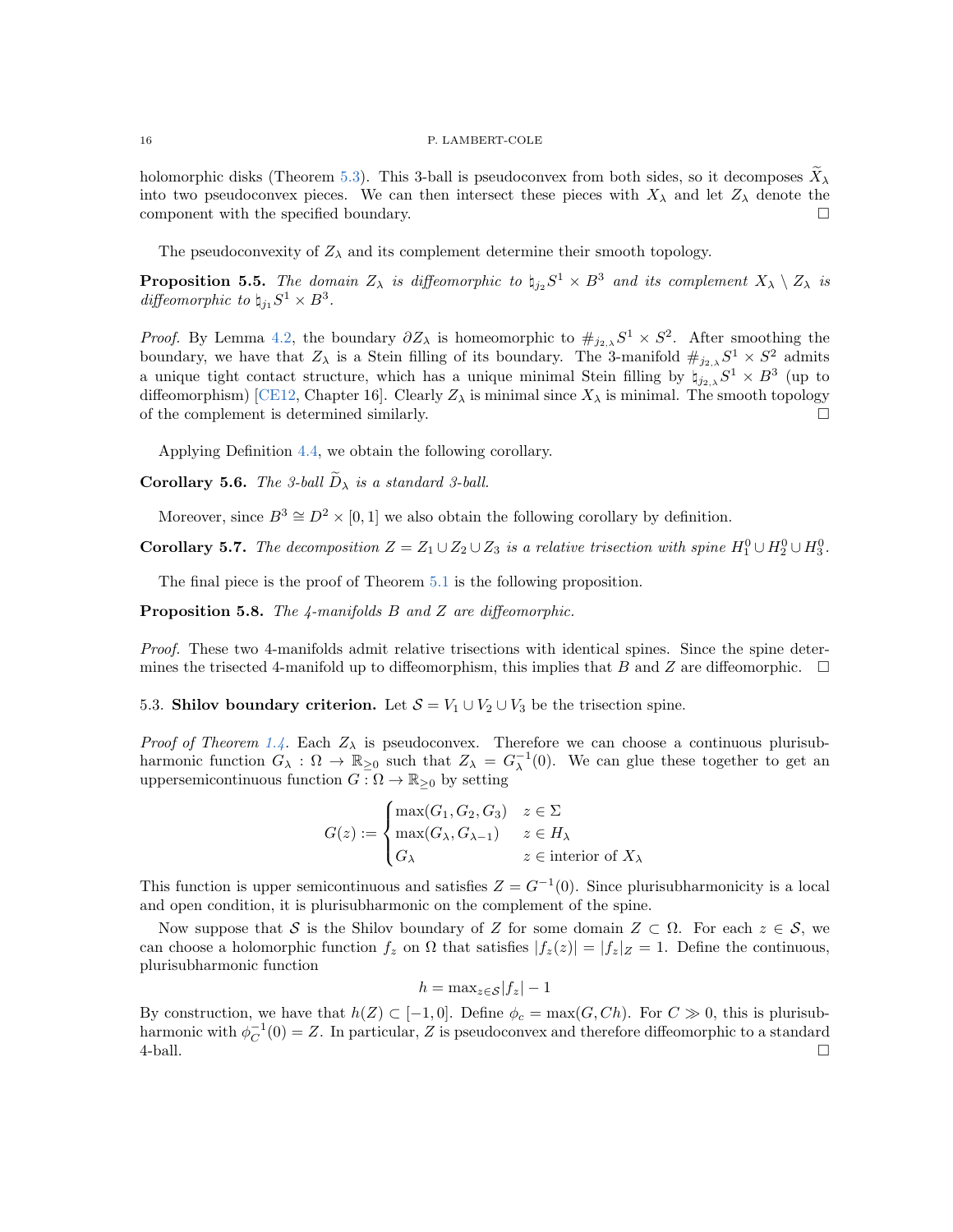holomorphic disks (Theorem 5.3). This 3-ball is pseudoconvex from both sides, so it decomposes $\widetilde{X}_\lambda$ into two pseudoconvex pieces. We can then intersect these pieces with $X_\lambda$ and let $Z_\lambda$ denote the component with the specified boundary. □

The pseudoconvexity of $Z_\lambda$ and its complement determine their smooth topology.

**Proposition 5.5.** *The domain $Z_\lambda$ is diffeomorphic to $\natural_{j_2} S^1 \times B^3$ and its complement $X_\lambda \setminus Z_\lambda$ is diffeomorphic to $\natural_{j_1} S^1 \times B^3$.*

*Proof.* By Lemma 4.2, the boundary $\partial Z_\lambda$ is homeomorphic to $\#_{j_{2,\lambda}} S^1 \times S^2$. After smoothing the boundary, we have that $Z_\lambda$ is a Stein filling of its boundary. The 3-manifold $\#_{j_{2,\lambda}} S^1 \times S^2$ admits a unique tight contact structure, which has a unique minimal Stein filling by $\natural_{j_{2,\lambda}} S^1 \times B^3$ (up to diffeomorphism) [CE12, Chapter 16]. Clearly $Z_\lambda$ is minimal since $X_\lambda$ is minimal. The smooth topology of the complement is determined similarly. □

Applying Definition 4.4, we obtain the following corollary.

**Corollary 5.6.** *The 3-ball $\widetilde{D}_\lambda$ is a standard 3-ball.*

Moreover, since $B^3 \cong D^2 \times [0, 1]$ we also obtain the following corollary by definition.

**Corollary 5.7.** *The decomposition $Z = Z_1 \cup Z_2 \cup Z_3$ is a relative trisection with spine $H_1^0 \cup H_2^0 \cup H_3^0$.*

The final piece is the proof of Theorem 5.1 is the following proposition.

**Proposition 5.8.** *The 4-manifolds $B$ and $Z$ are diffeomorphic.*

*Proof.* These two 4-manifolds admit relative trisections with identical spines. Since the spine determines the trisected 4-manifold up to diffeomorphism, this implies that $B$ and $Z$ are diffeomorphic. □

5.3. **Shilov boundary criterion.** Let $\mathcal{S} = V_1 \cup V_2 \cup V_3$ be the trisection spine.

*Proof of Theorem 1.4.* Each $Z_\lambda$ is pseudoconvex. Therefore we can choose a continuous plurisubharmonic function $G_\lambda : \Omega \to \mathbb{R}_{\geq 0}$ such that $Z_\lambda = G_\lambda^{-1}(0)$. We can glue these together to get an uppersemicontinuous function $G : \Omega \to \mathbb{R}_{\geq 0}$ by setting

$$G(z) := \begin{cases} \max(G_1, G_2, G_3) & z \in \Sigma \\ \max(G_\lambda, G_{\lambda-1}) & z \in H_\lambda \\ G_\lambda & z \in \text{interior of } X_\lambda \end{cases}$$

This function is upper semicontinuous and satisfies $Z = G^{-1}(0)$. Since plurisubharmonicity is a local and open condition, it is plurisubharmonic on the complement of the spine.

Now suppose that $\mathcal{S}$ is the Shilov boundary of $Z$ for some domain $Z \subset \Omega$. For each $z \in \mathcal{S}$, we can choose a holomorphic function $f_z$ on $\Omega$ that satisfies $|f_z(z)| = |f_z|_Z = 1$. Define the continuous, plurisubharmonic function

$$h = \max_{z \in \mathcal{S}} |f_z| - 1$$

By construction, we have that $h(Z) \subset [-1, 0]$. Define $\phi_c = \max(G, Ch)$. For $C \gg 0$, this is plurisubharmonic with $\phi_C^{-1}(0) = Z$. In particular, $Z$ is pseudoconvex and therefore diffeomorphic to a standard 4-ball. □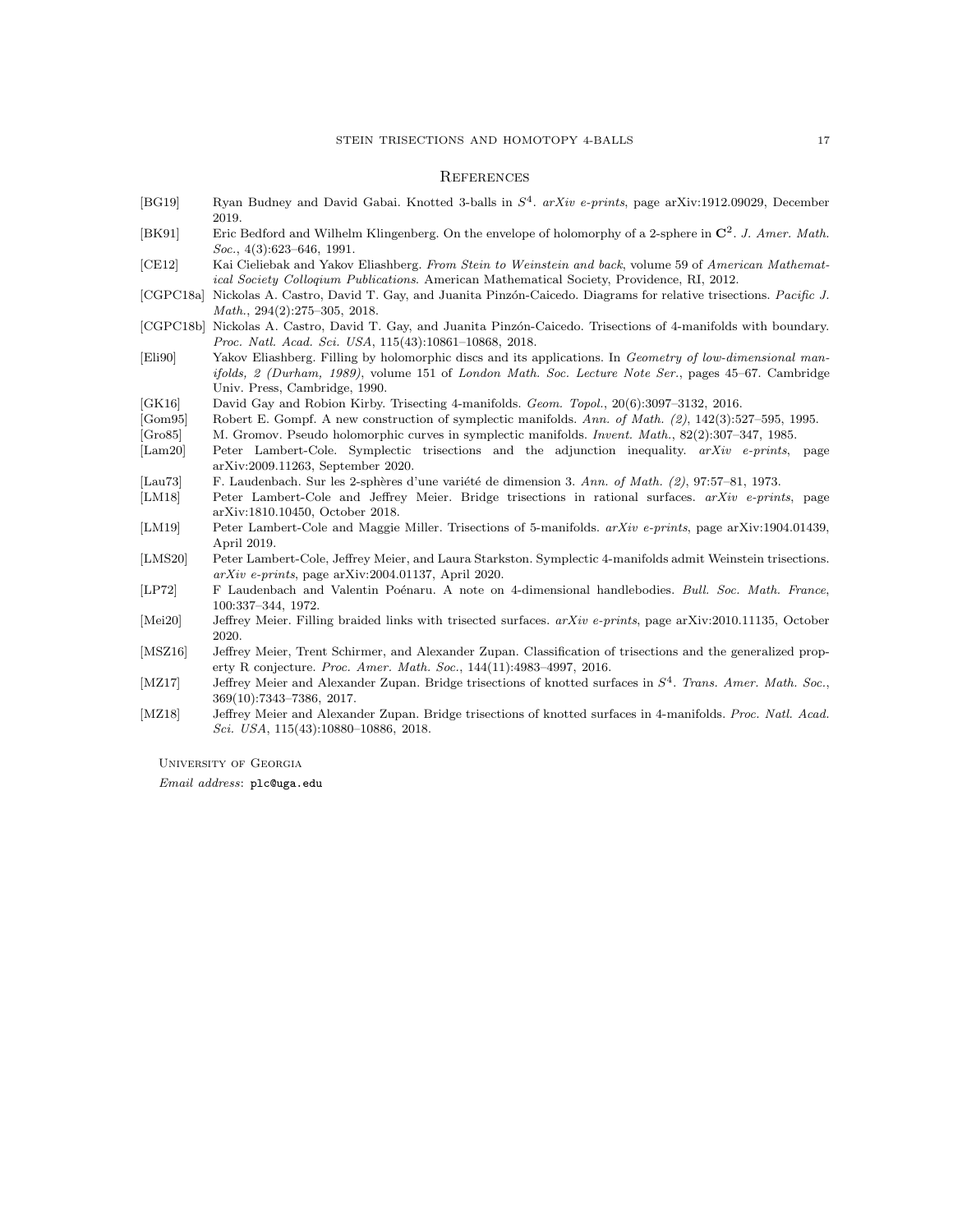## References

[BG19] Ryan Budney and David Gabai. Knotted 3-balls in $S^4$. *arXiv e-prints*, page arXiv:1912.09029, December 2019.

[BK91] Eric Bedford and Wilhelm Klingenberg. On the envelope of holomorphy of a 2-sphere in $\mathbf{C}^2$. *J. Amer. Math. Soc.*, 4(3):623–646, 1991.

[CE12] Kai Cieliebak and Yakov Eliashberg. *From Stein to Weinstein and back*, volume 59 of *American Mathematical Society Colloqium Publications*. American Mathematical Society, Providence, RI, 2012.

[CGPC18a] Nickolas A. Castro, David T. Gay, and Juanita Pinzón-Caicedo. Diagrams for relative trisections. *Pacific J. Math.*, 294(2):275–305, 2018.

[CGPC18b] Nickolas A. Castro, David T. Gay, and Juanita Pinzón-Caicedo. Trisections of 4-manifolds with boundary. *Proc. Natl. Acad. Sci. USA*, 115(43):10861–10868, 2018.

[Eli90] Yakov Eliashberg. Filling by holomorphic discs and its applications. In *Geometry of low-dimensional manifolds, 2 (Durham, 1989)*, volume 151 of *London Math. Soc. Lecture Note Ser.*, pages 45–67. Cambridge Univ. Press, Cambridge, 1990.

[GK16] David Gay and Robion Kirby. Trisecting 4-manifolds. *Geom. Topol.*, 20(6):3097–3132, 2016.

[Gom95] Robert E. Gompf. A new construction of symplectic manifolds. *Ann. of Math. (2)*, 142(3):527–595, 1995.

[Gro85] M. Gromov. Pseudo holomorphic curves in symplectic manifolds. *Invent. Math.*, 82(2):307–347, 1985.

[Lam20] Peter Lambert-Cole. Symplectic trisections and the adjunction inequality. *arXiv e-prints*, page arXiv:2009.11263, September 2020.

[Lau73] F. Laudenbach. Sur les 2-sphères d'une variété de dimension 3. *Ann. of Math. (2)*, 97:57–81, 1973.

[LM18] Peter Lambert-Cole and Jeffrey Meier. Bridge trisections in rational surfaces. *arXiv e-prints*, page arXiv:1810.10450, October 2018.

[LM19] Peter Lambert-Cole and Maggie Miller. Trisections of 5-manifolds. *arXiv e-prints*, page arXiv:1904.01439, April 2019.

[LMS20] Peter Lambert-Cole, Jeffrey Meier, and Laura Starkston. Symplectic 4-manifolds admit Weinstein trisections. *arXiv e-prints*, page arXiv:2004.01137, April 2020.

[LP72] F Laudenbach and Valentin Poénaru. A note on 4-dimensional handlebodies. *Bull. Soc. Math. France*, 100:337–344, 1972.

[Mei20] Jeffrey Meier. Filling braided links with trisected surfaces. *arXiv e-prints*, page arXiv:2010.11135, October 2020.

[MSZ16] Jeffrey Meier, Trent Schirmer, and Alexander Zupan. Classification of trisections and the generalized property R conjecture. *Proc. Amer. Math. Soc.*, 144(11):4983–4997, 2016.

[MZ17] Jeffrey Meier and Alexander Zupan. Bridge trisections of knotted surfaces in $S^4$. *Trans. Amer. Math. Soc.*, 369(10):7343–7386, 2017.

[MZ18] Jeffrey Meier and Alexander Zupan. Bridge trisections of knotted surfaces in 4-manifolds. *Proc. Natl. Acad. Sci. USA*, 115(43):10880–10886, 2018.

University of Georgia

*Email address*: plc@uga.edu